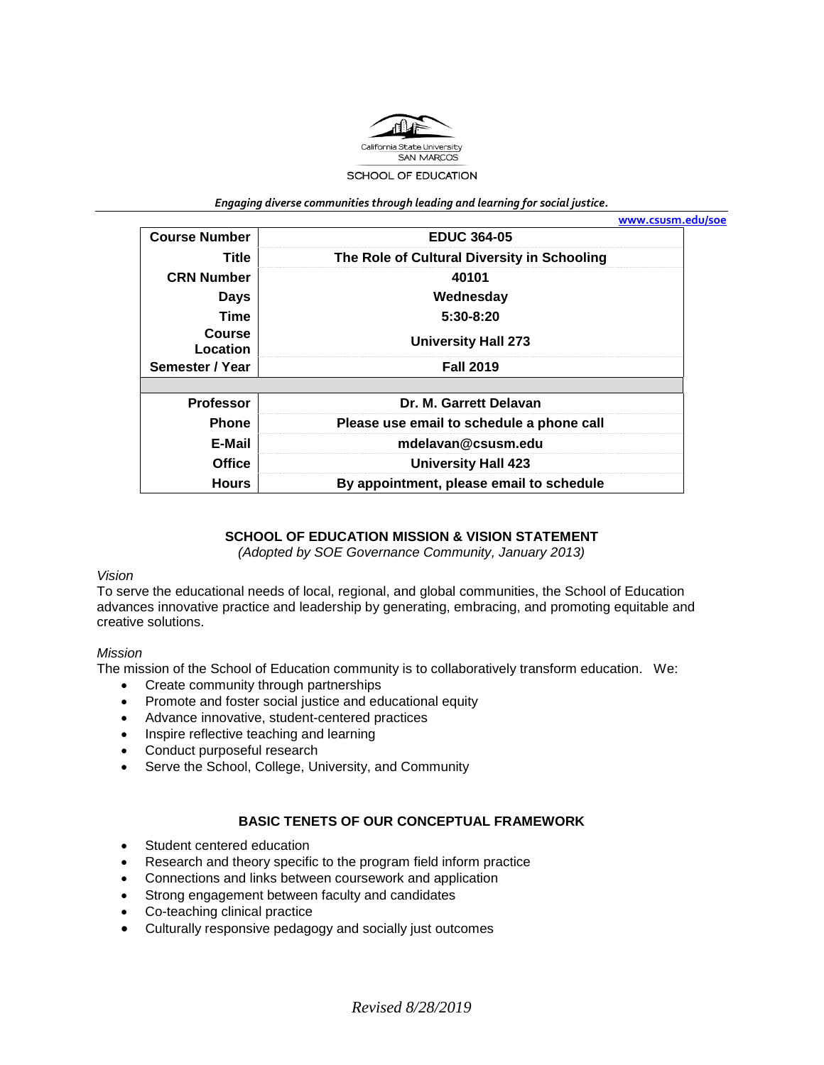California State University
SAN MARCOS

SCHOOL OF EDUCATION

*Engaging diverse communities through leading and learning for social justice.*

www.csusm.edu/soe

| Course Number | EDUC 364-05 |
|---|---|
| Title | The Role of Cultural Diversity in Schooling |
| CRN Number | 40101 |
| Days | Wednesday |
| Time | 5:30-8:20 |
| Course Location | University Hall 273 |
| Semester / Year | Fall 2019 |
| | |
| Professor | Dr. M. Garrett Delavan |
| Phone | Please use email to schedule a phone call |
| E-Mail | mdelavan@csusm.edu |
| Office | University Hall 423 |
| Hours | By appointment, please email to schedule |

## SCHOOL OF EDUCATION MISSION & VISION STATEMENT

*(Adopted by SOE Governance Community, January 2013)*

*Vision*

To serve the educational needs of local, regional, and global communities, the School of Education advances innovative practice and leadership by generating, embracing, and promoting equitable and creative solutions.

*Mission*

The mission of the School of Education community is to collaboratively transform education. We:

- Create community through partnerships
- Promote and foster social justice and educational equity
- Advance innovative, student-centered practices
- Inspire reflective teaching and learning
- Conduct purposeful research
- Serve the School, College, University, and Community

## BASIC TENETS OF OUR CONCEPTUAL FRAMEWORK

- Student centered education
- Research and theory specific to the program field inform practice
- Connections and links between coursework and application
- Strong engagement between faculty and candidates
- Co-teaching clinical practice
- Culturally responsive pedagogy and socially just outcomes

*Revised 8/28/2019*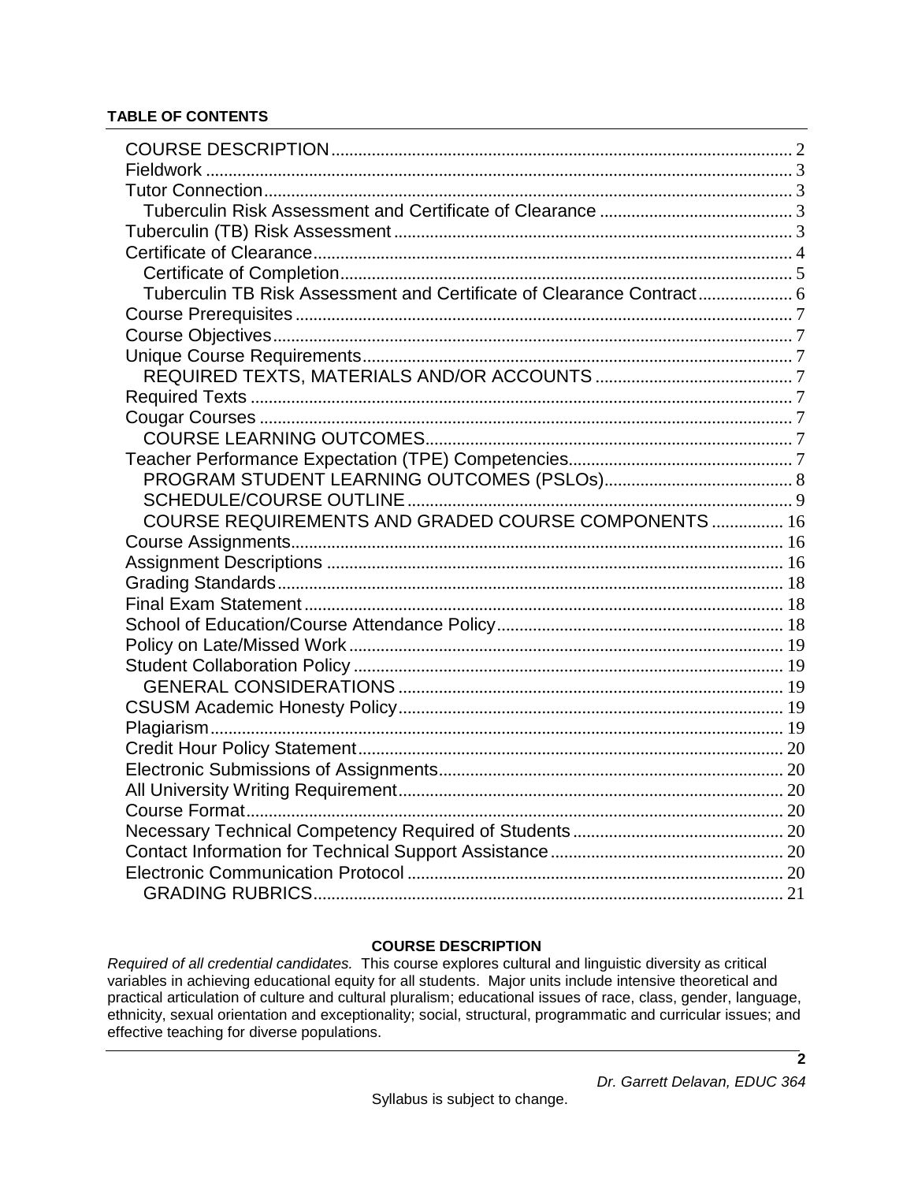**TABLE OF CONTENTS**

- COURSE DESCRIPTION ..... 2
- Fieldwork ..... 3
- Tutor Connection ..... 3
  - Tuberculin Risk Assessment and Certificate of Clearance ..... 3
- Tuberculin (TB) Risk Assessment ..... 3
- Certificate of Clearance ..... 4
  - Certificate of Completion ..... 5
  - Tuberculin TB Risk Assessment and Certificate of Clearance Contract ..... 6
- Course Prerequisites ..... 7
- Course Objectives ..... 7
- Unique Course Requirements ..... 7
  - REQUIRED TEXTS, MATERIALS AND/OR ACCOUNTS ..... 7
- Required Texts ..... 7
- Cougar Courses ..... 7
  - COURSE LEARNING OUTCOMES ..... 7
- Teacher Performance Expectation (TPE) Competencies ..... 7
  - PROGRAM STUDENT LEARNING OUTCOMES (PSLOs) ..... 8
  - SCHEDULE/COURSE OUTLINE ..... 9
  - COURSE REQUIREMENTS AND GRADED COURSE COMPONENTS ..... 16
- Course Assignments ..... 16
- Assignment Descriptions ..... 16
- Grading Standards ..... 18
- Final Exam Statement ..... 18
- School of Education/Course Attendance Policy ..... 18
- Policy on Late/Missed Work ..... 19
- Student Collaboration Policy ..... 19
  - GENERAL CONSIDERATIONS ..... 19
- CSUSM Academic Honesty Policy ..... 19
- Plagiarism ..... 19
- Credit Hour Policy Statement ..... 20
- Electronic Submissions of Assignments ..... 20
- All University Writing Requirement ..... 20
- Course Format ..... 20
- Necessary Technical Competency Required of Students ..... 20
- Contact Information for Technical Support Assistance ..... 20
- Electronic Communication Protocol ..... 20
  - GRADING RUBRICS ..... 21

## COURSE DESCRIPTION

*Required of all credential candidates.* This course explores cultural and linguistic diversity as critical variables in achieving educational equity for all students. Major units include intensive theoretical and practical articulation of culture and cultural pluralism; educational issues of race, class, gender, language, ethnicity, sexual orientation and exceptionality; social, structural, programmatic and curricular issues; and effective teaching for diverse populations.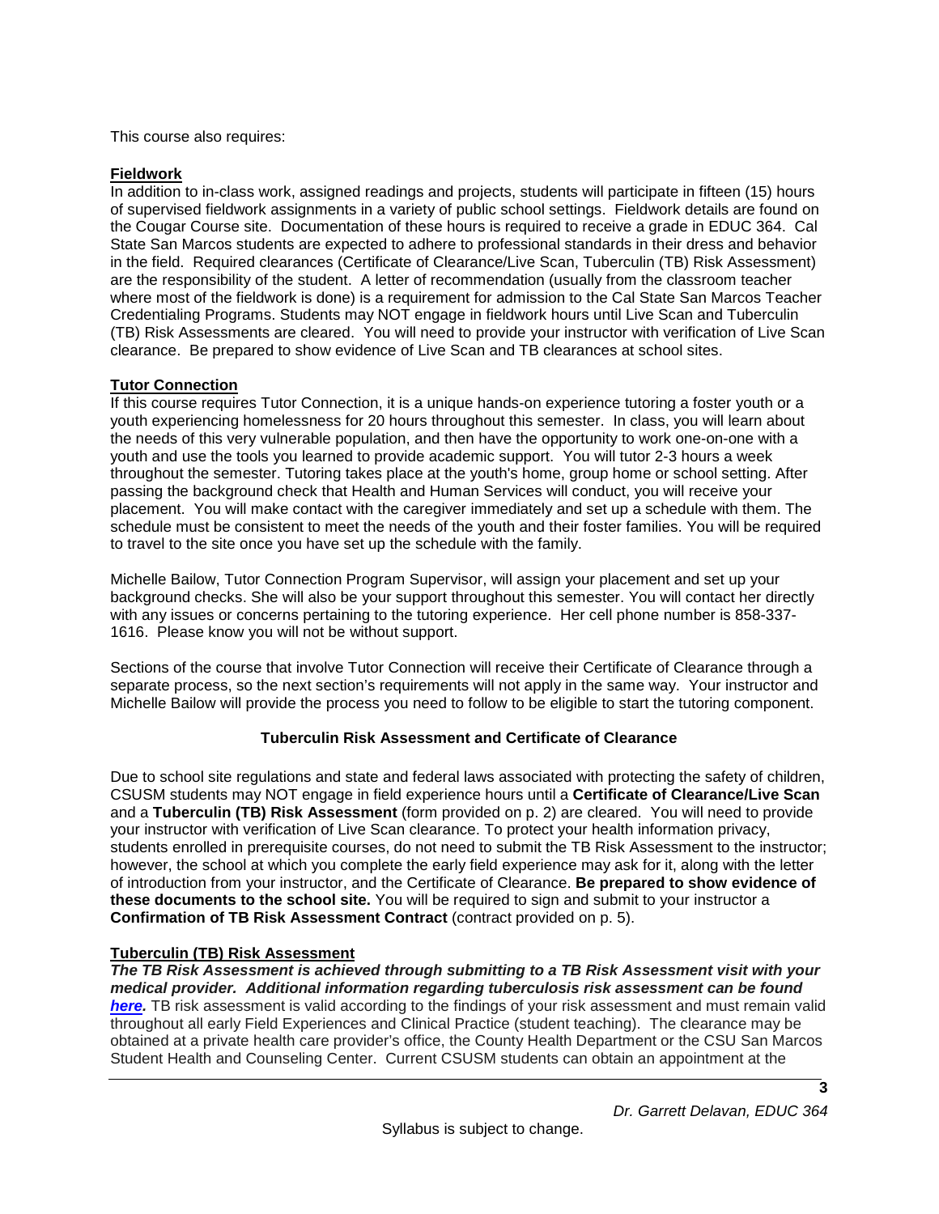This course also requires:

**Fieldwork**

In addition to in-class work, assigned readings and projects, students will participate in fifteen (15) hours of supervised fieldwork assignments in a variety of public school settings. Fieldwork details are found on the Cougar Course site. Documentation of these hours is required to receive a grade in EDUC 364. Cal State San Marcos students are expected to adhere to professional standards in their dress and behavior in the field. Required clearances (Certificate of Clearance/Live Scan, Tuberculin (TB) Risk Assessment) are the responsibility of the student. A letter of recommendation (usually from the classroom teacher where most of the fieldwork is done) is a requirement for admission to the Cal State San Marcos Teacher Credentialing Programs. Students may NOT engage in fieldwork hours until Live Scan and Tuberculin (TB) Risk Assessments are cleared. You will need to provide your instructor with verification of Live Scan clearance. Be prepared to show evidence of Live Scan and TB clearances at school sites.

**Tutor Connection**

If this course requires Tutor Connection, it is a unique hands-on experience tutoring a foster youth or a youth experiencing homelessness for 20 hours throughout this semester. In class, you will learn about the needs of this very vulnerable population, and then have the opportunity to work one-on-one with a youth and use the tools you learned to provide academic support. You will tutor 2-3 hours a week throughout the semester. Tutoring takes place at the youth's home, group home or school setting. After passing the background check that Health and Human Services will conduct, you will receive your placement. You will make contact with the caregiver immediately and set up a schedule with them. The schedule must be consistent to meet the needs of the youth and their foster families. You will be required to travel to the site once you have set up the schedule with the family.

Michelle Bailow, Tutor Connection Program Supervisor, will assign your placement and set up your background checks. She will also be your support throughout this semester. You will contact her directly with any issues or concerns pertaining to the tutoring experience. Her cell phone number is 858-337-1616. Please know you will not be without support.

Sections of the course that involve Tutor Connection will receive their Certificate of Clearance through a separate process, so the next section's requirements will not apply in the same way. Your instructor and Michelle Bailow will provide the process you need to follow to be eligible to start the tutoring component.

### Tuberculin Risk Assessment and Certificate of Clearance

Due to school site regulations and state and federal laws associated with protecting the safety of children, CSUSM students may NOT engage in field experience hours until a **Certificate of Clearance/Live Scan** and a **Tuberculin (TB) Risk Assessment** (form provided on p. 2) are cleared. You will need to provide your instructor with verification of Live Scan clearance. To protect your health information privacy, students enrolled in prerequisite courses, do not need to submit the TB Risk Assessment to the instructor; however, the school at which you complete the early field experience may ask for it, along with the letter of introduction from your instructor, and the Certificate of Clearance. **Be prepared to show evidence of these documents to the school site.** You will be required to sign and submit to your instructor a **Confirmation of TB Risk Assessment Contract** (contract provided on p. 5).

**Tuberculin (TB) Risk Assessment**

***The TB Risk Assessment is achieved through submitting to a TB Risk Assessment visit with your medical provider. Additional information regarding tuberculosis risk assessment can be found here.*** TB risk assessment is valid according to the findings of your risk assessment and must remain valid throughout all early Field Experiences and Clinical Practice (student teaching). The clearance may be obtained at a private health care provider's office, the County Health Department or the CSU San Marcos Student Health and Counseling Center. Current CSUSM students can obtain an appointment at the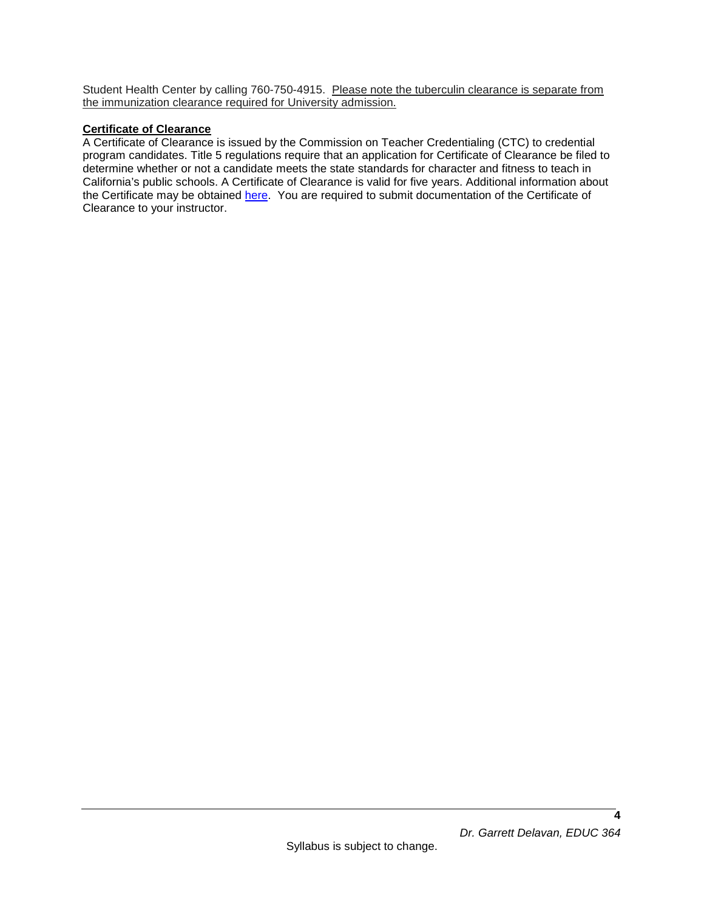Student Health Center by calling 760-750-4915. Please note the tuberculin clearance is separate from the immunization clearance required for University admission.

**Certificate of Clearance**

A Certificate of Clearance is issued by the Commission on Teacher Credentialing (CTC) to credential program candidates. Title 5 regulations require that an application for Certificate of Clearance be filed to determine whether or not a candidate meets the state standards for character and fitness to teach in California's public schools. A Certificate of Clearance is valid for five years. Additional information about the Certificate may be obtained here. You are required to submit documentation of the Certificate of Clearance to your instructor.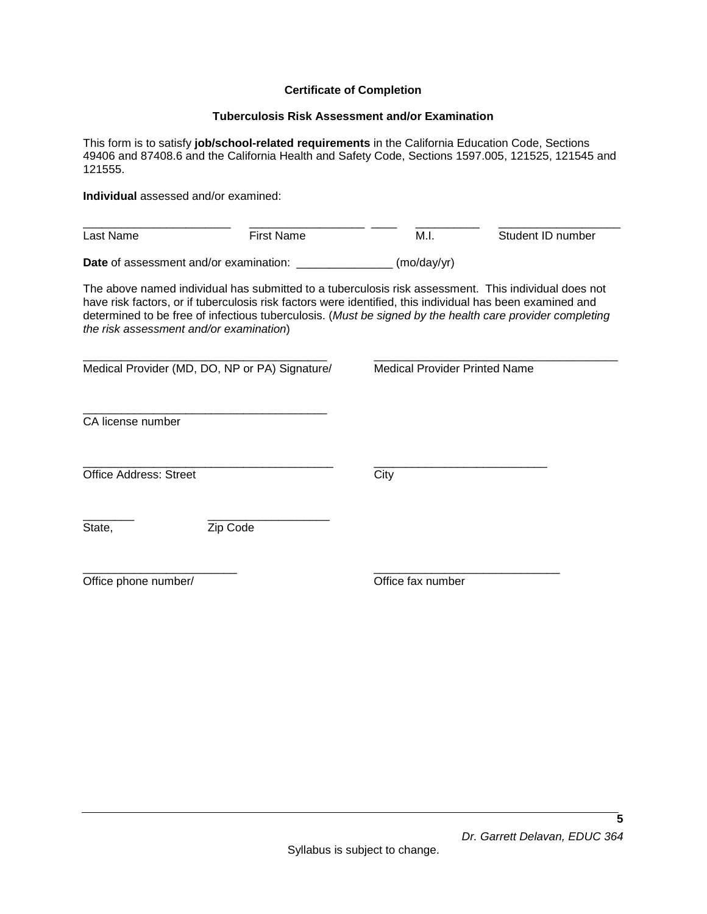**Certificate of Completion**

**Tuberculosis Risk Assessment and/or Examination**

This form is to satisfy **job/school-related requirements** in the California Education Code, Sections 49406 and 87408.6 and the California Health and Safety Code, Sections 1597.005, 121525, 121545 and 121555.

**Individual** assessed and/or examined:

| _______________________ | _________________ | ____ | __________ | ___________________ |
|---|---|---|---|---|
| Last Name | First Name | | M.I. | Student ID number |

**Date** of assessment and/or examination: _______________ (mo/day/yr)

The above named individual has submitted to a tuberculosis risk assessment. This individual does not have risk factors, or if tuberculosis risk factors were identified, this individual has been examined and determined to be free of infectious tuberculosis. (*Must be signed by the health care provider completing the risk assessment and/or examination*)

______________________________________
Medical Provider (MD, DO, NP or PA) Signature/

______________________________________
Medical Provider Printed Name

______________________________________
CA license number

_______________________________________
Office Address: Street

___________________________
City

________
State,

___________________
Zip Code

________________________
Office phone number/

_____________________________
Office fax number

*Dr. Garrett Delavan, EDUC 364*

Syllabus is subject to change.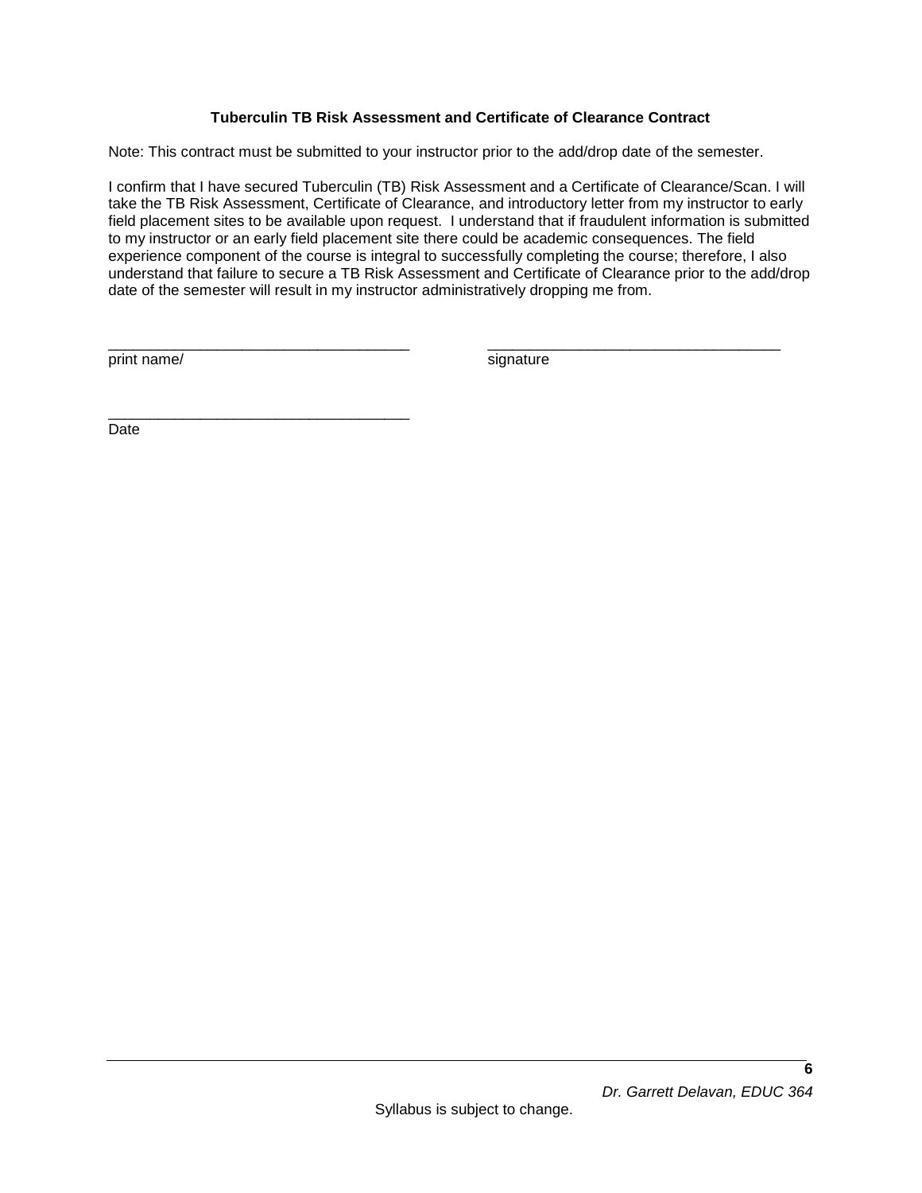**Tuberculin TB Risk Assessment and Certificate of Clearance Contract**

Note: This contract must be submitted to your instructor prior to the add/drop date of the semester.

I confirm that I have secured Tuberculin (TB) Risk Assessment and a Certificate of Clearance/Scan. I will take the TB Risk Assessment, Certificate of Clearance, and introductory letter from my instructor to early field placement sites to be available upon request. I understand that if fraudulent information is submitted to my instructor or an early field placement site there could be academic consequences. The field experience component of the course is integral to successfully completing the course; therefore, I also understand that failure to secure a TB Risk Assessment and Certificate of Clearance prior to the add/drop date of the semester will result in my instructor administratively dropping me from.

_____________________________________ _____________________________________

print name/ signature

_____________________________________

Date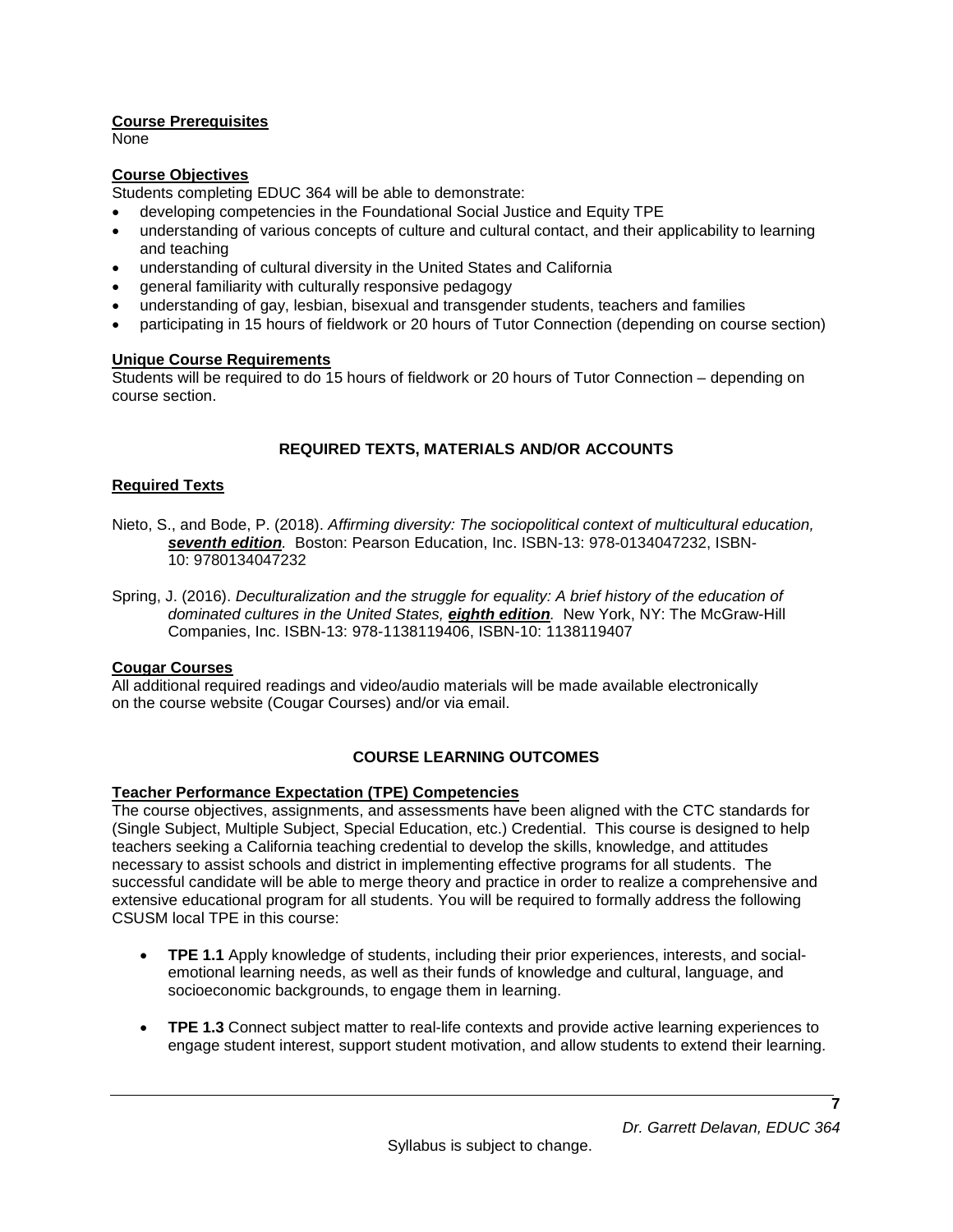**Course Prerequisites**
None

**Course Objectives**
Students completing EDUC 364 will be able to demonstrate:

- developing competencies in the Foundational Social Justice and Equity TPE
- understanding of various concepts of culture and cultural contact, and their applicability to learning and teaching
- understanding of cultural diversity in the United States and California
- general familiarity with culturally responsive pedagogy
- understanding of gay, lesbian, bisexual and transgender students, teachers and families
- participating in 15 hours of fieldwork or 20 hours of Tutor Connection (depending on course section)

**Unique Course Requirements**
Students will be required to do 15 hours of fieldwork or 20 hours of Tutor Connection – depending on course section.

## REQUIRED TEXTS, MATERIALS AND/OR ACCOUNTS

**Required Texts**

Nieto, S., and Bode, P. (2018). *Affirming diversity: The sociopolitical context of multicultural education, **seventh edition**.* Boston: Pearson Education, Inc. ISBN-13: 978-0134047232, ISBN-10: 9780134047232

Spring, J. (2016). *Deculturalization and the struggle for equality: A brief history of the education of dominated cultures in the United States, **eighth edition**.* New York, NY: The McGraw-Hill Companies, Inc. ISBN-13: 978-1138119406, ISBN-10: 1138119407

**Cougar Courses**
All additional required readings and video/audio materials will be made available electronically on the course website (Cougar Courses) and/or via email.

## COURSE LEARNING OUTCOMES

**Teacher Performance Expectation (TPE) Competencies**
The course objectives, assignments, and assessments have been aligned with the CTC standards for (Single Subject, Multiple Subject, Special Education, etc.) Credential. This course is designed to help teachers seeking a California teaching credential to develop the skills, knowledge, and attitudes necessary to assist schools and district in implementing effective programs for all students. The successful candidate will be able to merge theory and practice in order to realize a comprehensive and extensive educational program for all students. You will be required to formally address the following CSUSM local TPE in this course:

- **TPE 1.1** Apply knowledge of students, including their prior experiences, interests, and social-emotional learning needs, as well as their funds of knowledge and cultural, language, and socioeconomic backgrounds, to engage them in learning.

- **TPE 1.3** Connect subject matter to real-life contexts and provide active learning experiences to engage student interest, support student motivation, and allow students to extend their learning.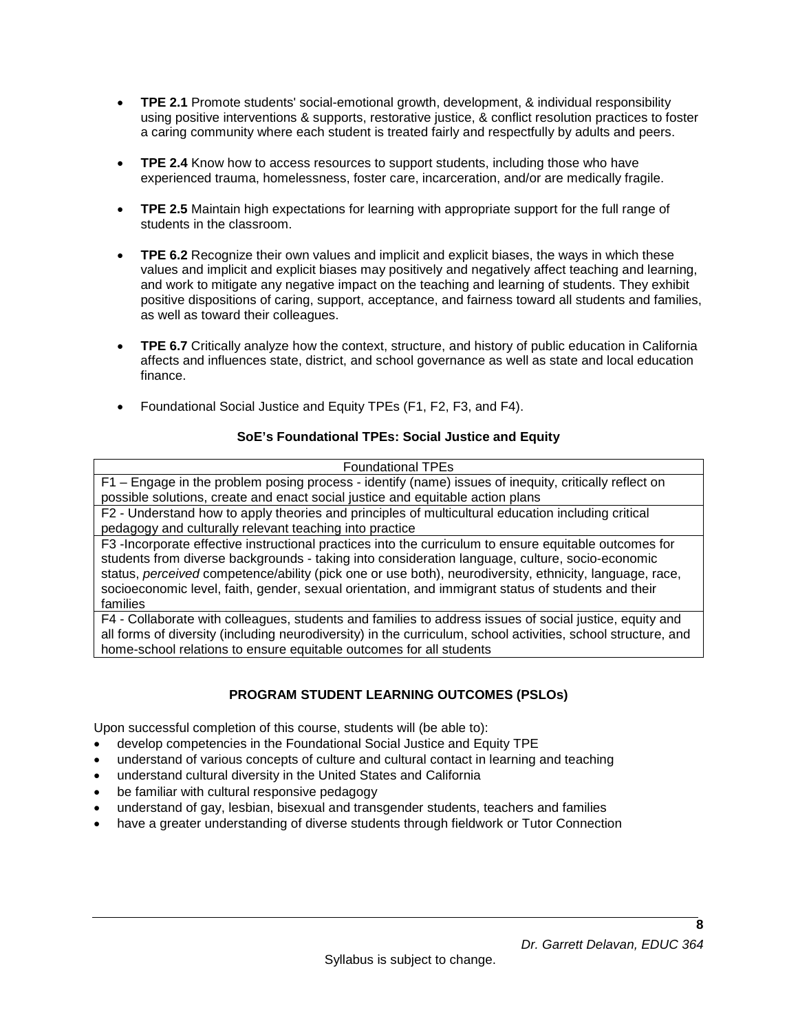- **TPE 2.1** Promote students' social-emotional growth, development, & individual responsibility using positive interventions & supports, restorative justice, & conflict resolution practices to foster a caring community where each student is treated fairly and respectfully by adults and peers.

- **TPE 2.4** Know how to access resources to support students, including those who have experienced trauma, homelessness, foster care, incarceration, and/or are medically fragile.

- **TPE 2.5** Maintain high expectations for learning with appropriate support for the full range of students in the classroom.

- **TPE 6.2** Recognize their own values and implicit and explicit biases, the ways in which these values and implicit and explicit biases may positively and negatively affect teaching and learning, and work to mitigate any negative impact on the teaching and learning of students. They exhibit positive dispositions of caring, support, acceptance, and fairness toward all students and families, as well as toward their colleagues.

- **TPE 6.7** Critically analyze how the context, structure, and history of public education in California affects and influences state, district, and school governance as well as state and local education finance.

- Foundational Social Justice and Equity TPEs (F1, F2, F3, and F4).

### SoE's Foundational TPEs: Social Justice and Equity

| Foundational TPEs |
| --- |
| F1 – Engage in the problem posing process - identify (name) issues of inequity, critically reflect on possible solutions, create and enact social justice and equitable action plans |
| F2 - Understand how to apply theories and principles of multicultural education including critical pedagogy and culturally relevant teaching into practice |
| F3 -Incorporate effective instructional practices into the curriculum to ensure equitable outcomes for students from diverse backgrounds - taking into consideration language, culture, socio-economic status, *perceived* competence/ability (pick one or use both), neurodiversity, ethnicity, language, race, socioeconomic level, faith, gender, sexual orientation, and immigrant status of students and their families |
| F4 - Collaborate with colleagues, students and families to address issues of social justice, equity and all forms of diversity (including neurodiversity) in the curriculum, school activities, school structure, and home-school relations to ensure equitable outcomes for all students |

### PROGRAM STUDENT LEARNING OUTCOMES (PSLOs)

Upon successful completion of this course, students will (be able to):

- develop competencies in the Foundational Social Justice and Equity TPE
- understand of various concepts of culture and cultural contact in learning and teaching
- understand cultural diversity in the United States and California
- be familiar with cultural responsive pedagogy
- understand of gay, lesbian, bisexual and transgender students, teachers and families
- have a greater understanding of diverse students through fieldwork or Tutor Connection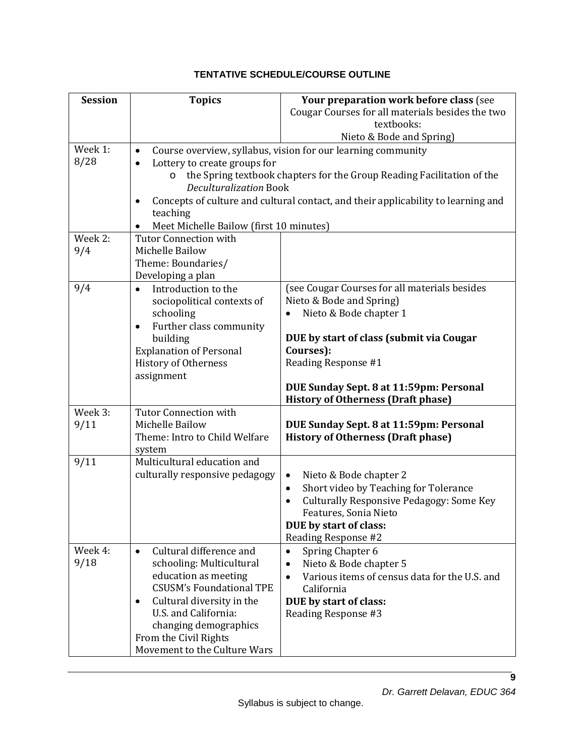**TENTATIVE SCHEDULE/COURSE OUTLINE**

| Session | Topics | Your preparation work before class (see Cougar Courses for all materials besides the two textbooks: Nieto & Bode and Spring) |
|---|---|---|
| Week 1: 8/28 | • Course overview, syllabus, vision for our learning community<br>• Lottery to create groups for<br>&nbsp;&nbsp;&nbsp;&nbsp;o the Spring textbook chapters for the Group Reading Facilitation of the *Deculturalization* Book<br>• Concepts of culture and cultural contact, and their applicability to learning and teaching<br>• Meet Michelle Bailow (first 10 minutes) | |
| Week 2: 9/4 | Tutor Connection with Michelle Bailow<br>Theme: Boundaries/ Developing a plan | |
| 9/4 | • Introduction to the sociopolitical contexts of schooling<br>• Further class community building<br>Explanation of Personal History of Otherness assignment | (see Cougar Courses for all materials besides Nieto & Bode and Spring)<br>• Nieto & Bode chapter 1<br><br>**DUE by start of class (submit via Cougar Courses):**<br>Reading Response #1<br><br>**DUE Sunday Sept. 8 at 11:59pm: Personal History of Otherness (Draft phase)** |
| Week 3: 9/11 | Tutor Connection with Michelle Bailow<br>Theme: Intro to Child Welfare system | **DUE Sunday Sept. 8 at 11:59pm: Personal History of Otherness (Draft phase)** |
| 9/11 | Multicultural education and culturally responsive pedagogy | • Nieto & Bode chapter 2<br>• Short video by Teaching for Tolerance<br>• Culturally Responsive Pedagogy: Some Key Features, Sonia Nieto<br>**DUE by start of class:**<br>Reading Response #2 |
| Week 4: 9/18 | • Cultural difference and schooling: Multicultural education as meeting CSUSM's Foundational TPE<br>• Cultural diversity in the U.S. and California: changing demographics<br>From the Civil Rights Movement to the Culture Wars | • Spring Chapter 6<br>• Nieto & Bode chapter 5<br>• Various items of census data for the U.S. and California<br>**DUE by start of class:**<br>Reading Response #3 |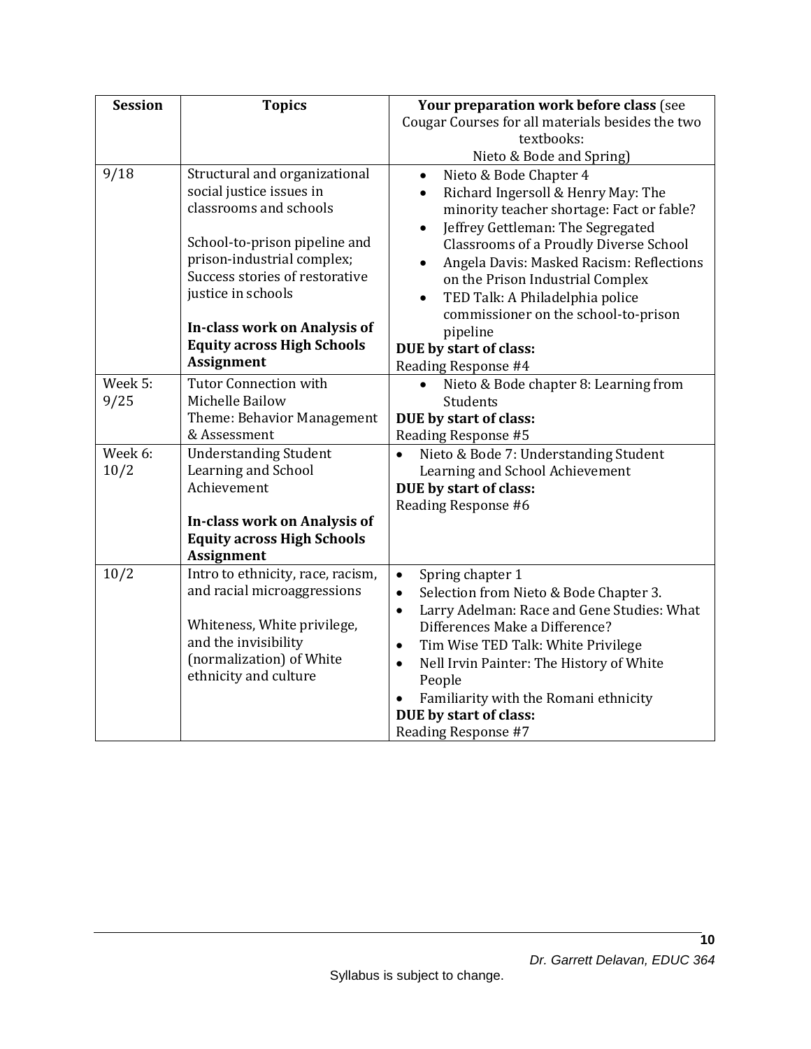| Session | Topics | Your preparation work before class (see Cougar Courses for all materials besides the two textbooks: Nieto & Bode and Spring) |
|---|---|---|
| 9/18 | Structural and organizational social justice issues in classrooms and schools<br><br>School-to-prison pipeline and prison-industrial complex; Success stories of restorative justice in schools<br><br>**In-class work on Analysis of Equity across High Schools Assignment** | • Nieto & Bode Chapter 4<br>• Richard Ingersoll & Henry May: The minority teacher shortage: Fact or fable?<br>• Jeffrey Gettleman: The Segregated Classrooms of a Proudly Diverse School<br>• Angela Davis: Masked Racism: Reflections on the Prison Industrial Complex<br>• TED Talk: A Philadelphia police commissioner on the school-to-prison pipeline<br>**DUE by start of class:**<br>Reading Response #4 |
| Week 5: 9/25 | Tutor Connection with Michelle Bailow<br>Theme: Behavior Management & Assessment | • Nieto & Bode chapter 8: Learning from Students<br>**DUE by start of class:**<br>Reading Response #5 |
| Week 6: 10/2 | Understanding Student Learning and School Achievement<br><br>**In-class work on Analysis of Equity across High Schools Assignment** | • Nieto & Bode 7: Understanding Student Learning and School Achievement<br>**DUE by start of class:**<br>Reading Response #6 |
| 10/2 | Intro to ethnicity, race, racism, and racial microaggressions<br><br>Whiteness, White privilege, and the invisibility (normalization) of White ethnicity and culture | • Spring chapter 1<br>• Selection from Nieto & Bode Chapter 3.<br>• Larry Adelman: Race and Gene Studies: What Differences Make a Difference?<br>• Tim Wise TED Talk: White Privilege<br>• Nell Irvin Painter: The History of White People<br>• Familiarity with the Romani ethnicity<br>**DUE by start of class:**<br>Reading Response #7 |

Syllabus is subject to change.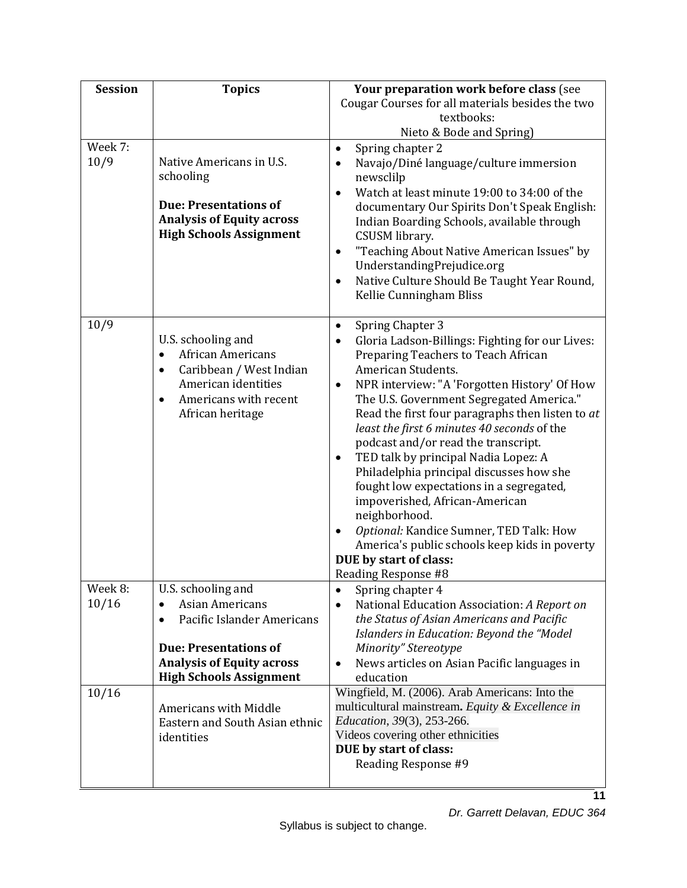| Session | Topics | Your preparation work before class (see Cougar Courses for all materials besides the two textbooks: Nieto & Bode and Spring) |
|---|---|---|
| Week 7: 10/9 | Native Americans in U.S. schooling<br><br>**Due: Presentations of Analysis of Equity across High Schools Assignment** | • Spring chapter 2<br>• Navajo/Diné language/culture immersion newsclilp<br>• Watch at least minute 19:00 to 34:00 of the documentary Our Spirits Don't Speak English: Indian Boarding Schools, available through CSUSM library.<br>• "Teaching About Native American Issues" by UnderstandingPrejudice.org<br>• Native Culture Should Be Taught Year Round, Kellie Cunningham Bliss |
| 10/9 | U.S. schooling and<br>• African Americans<br>• Caribbean / West Indian American identities<br>• Americans with recent African heritage | • Spring Chapter 3<br>• Gloria Ladson-Billings: Fighting for our Lives: Preparing Teachers to Teach African American Students.<br>• NPR interview: "A 'Forgotten History' Of How The U.S. Government Segregated America." Read the first four paragraphs then listen to *at least the first 6 minutes 40 seconds* of the podcast and/or read the transcript.<br>• TED talk by principal Nadia Lopez: A Philadelphia principal discusses how she fought low expectations in a segregated, impoverished, African-American neighborhood.<br>• *Optional:* Kandice Sumner, TED Talk: How America's public schools keep kids in poverty<br>**DUE by start of class:**<br>Reading Response #8 |
| Week 8: 10/16 | U.S. schooling and<br>• Asian Americans<br>• Pacific Islander Americans<br><br>**Due: Presentations of Analysis of Equity across High Schools Assignment** | • Spring chapter 4<br>• National Education Association: *A Report on the Status of Asian Americans and Pacific Islanders in Education: Beyond the "Model Minority" Stereotype*<br>• News articles on Asian Pacific languages in education |
| 10/16 | Americans with Middle Eastern and South Asian ethnic identities | Wingfield, M. (2006). Arab Americans: Into the multicultural mainstream**.** *Equity & Excellence in Education*, *39*(3), 253-266.<br>Videos covering other ethnicities<br>**DUE by start of class:**<br>Reading Response #9 |

Dr. Garrett Delavan, EDUC 364

Syllabus is subject to change.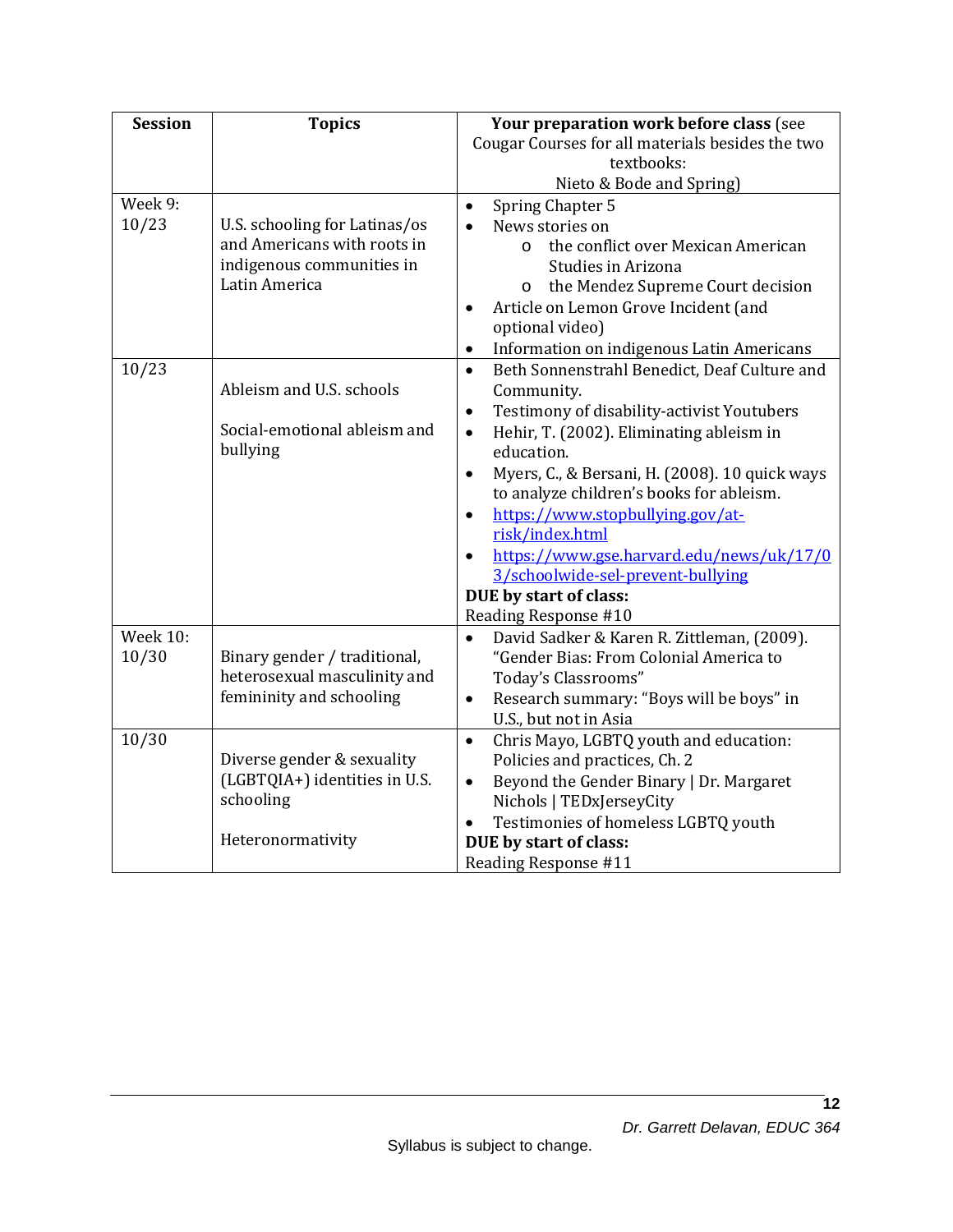| Session | Topics | **Your preparation work before class** (see Cougar Courses for all materials besides the two textbooks: Nieto & Bode and Spring) |
| --- | --- | --- |
| Week 9: 10/23 | U.S. schooling for Latinas/os and Americans with roots in indigenous communities in Latin America | • Spring Chapter 5<br>• News stories on<br>  o the conflict over Mexican American Studies in Arizona<br>  o the Mendez Supreme Court decision<br>• Article on Lemon Grove Incident (and optional video)<br>• Information on indigenous Latin Americans |
| 10/23 | Ableism and U.S. schools<br><br>Social-emotional ableism and bullying | • Beth Sonnenstrahl Benedict, Deaf Culture and Community.<br>• Testimony of disability-activist Youtubers<br>• Hehir, T. (2002). Eliminating ableism in education.<br>• Myers, C., & Bersani, H. (2008). 10 quick ways to analyze children's books for ableism.<br>• https://www.stopbullying.gov/at-risk/index.html<br>• https://www.gse.harvard.edu/news/uk/17/03/schoolwide-sel-prevent-bullying<br>**DUE by start of class:**<br>Reading Response #10 |
| Week 10: 10/30 | Binary gender / traditional, heterosexual masculinity and femininity and schooling | • David Sadker & Karen R. Zittleman, (2009). "Gender Bias: From Colonial America to Today's Classrooms"<br>• Research summary: "Boys will be boys" in U.S., but not in Asia |
| 10/30 | Diverse gender & sexuality (LGBTQIA+) identities in U.S. schooling<br><br>Heteronormativity | • Chris Mayo, LGBTQ youth and education: Policies and practices, Ch. 2<br>• Beyond the Gender Binary \| Dr. Margaret Nichols \| TEDxJerseyCity<br>• Testimonies of homeless LGBTQ youth<br>**DUE by start of class:**<br>Reading Response #11 |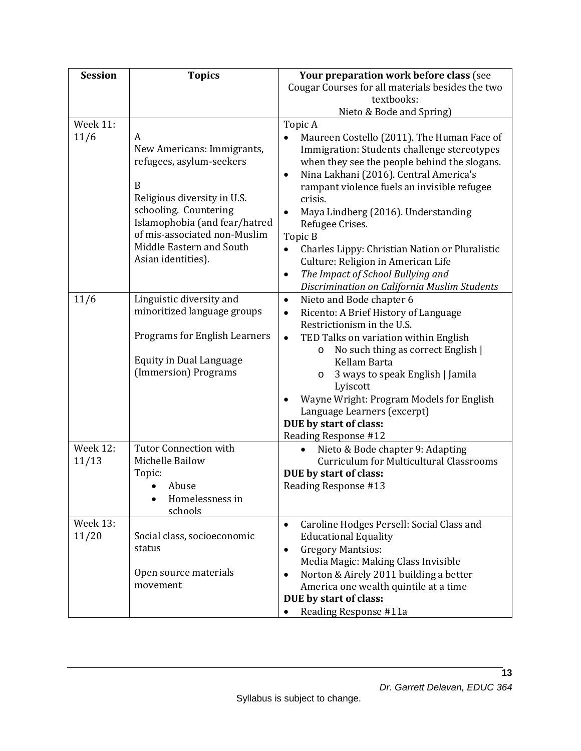| Session | Topics | Your preparation work before class (see Cougar Courses for all materials besides the two textbooks: Nieto & Bode and Spring) |
|---|---|---|
| Week 11: 11/6 | A<br>New Americans: Immigrants, refugees, asylum-seekers<br><br>B<br>Religious diversity in U.S. schooling. Countering Islamophobia (and fear/hatred of mis-associated non-Muslim Middle Eastern and South Asian identities). | Topic A<br>• Maureen Costello (2011). The Human Face of Immigration: Students challenge stereotypes when they see the people behind the slogans.<br>• Nina Lakhani (2016). Central America's rampant violence fuels an invisible refugee crisis.<br>• Maya Lindberg (2016). Understanding Refugee Crises.<br>Topic B<br>• Charles Lippy: Christian Nation or Pluralistic Culture: Religion in American Life<br>• *The Impact of School Bullying and Discrimination on California Muslim Students* |
| 11/6 | Linguistic diversity and minoritized language groups<br><br>Programs for English Learners<br><br>Equity in Dual Language (Immersion) Programs | • Nieto and Bode chapter 6<br>• Ricento: A Brief History of Language Restrictionism in the U.S.<br>• TED Talks on variation within English<br>&nbsp;&nbsp;&nbsp;o No such thing as correct English \| Kellam Barta<br>&nbsp;&nbsp;&nbsp;o 3 ways to speak English \| Jamila Lyiscott<br>• Wayne Wright: Program Models for English Language Learners (excerpt)<br>**DUE by start of class:**<br>Reading Response #12 |
| Week 12: 11/13 | Tutor Connection with Michelle Bailow<br>Topic:<br>• Abuse<br>• Homelessness in schools | • Nieto & Bode chapter 9: Adapting Curriculum for Multicultural Classrooms<br>**DUE by start of class:**<br>Reading Response #13 |
| Week 13: 11/20 | Social class, socioeconomic status<br><br>Open source materials movement | • Caroline Hodges Persell: Social Class and Educational Equality<br>• Gregory Mantsios: Media Magic: Making Class Invisible<br>• Norton & Airely 2011 building a better America one wealth quintile at a time<br>**DUE by start of class:**<br>• Reading Response #11a |

Syllabus is subject to change.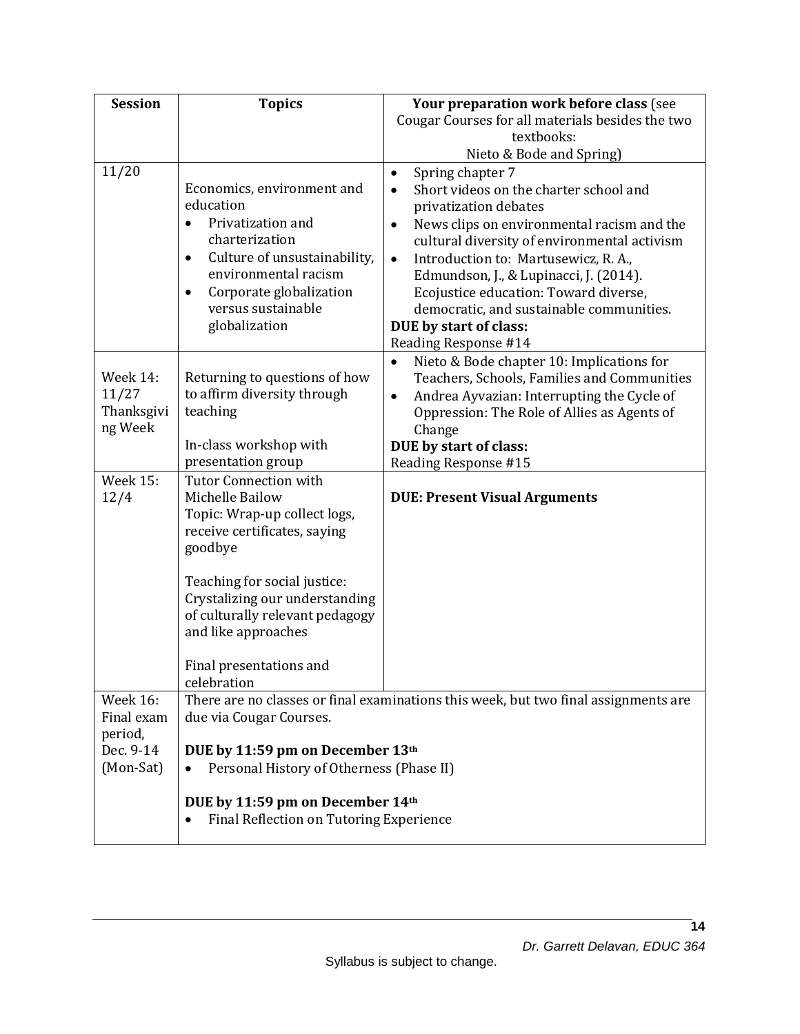| Session | Topics | Your preparation work before class (see Cougar Courses for all materials besides the two textbooks: Nieto & Bode and Spring) |
|---|---|---|
| 11/20 | Economics, environment and education<br>• Privatization and charterization<br>• Culture of unsustainability, environmental racism<br>• Corporate globalization versus sustainable globalization | • Spring chapter 7<br>• Short videos on the charter school and privatization debates<br>• News clips on environmental racism and the cultural diversity of environmental activism<br>• Introduction to: Martusewicz, R. A., Edmundson, J., & Lupinacci, J. (2014). Ecojustice education: Toward diverse, democratic, and sustainable communities.<br>**DUE by start of class:**<br>Reading Response #14 |
| Week 14: 11/27 Thanksgiving Week | Returning to questions of how to affirm diversity through teaching<br><br>In-class workshop with presentation group | • Nieto & Bode chapter 10: Implications for Teachers, Schools, Families and Communities<br>• Andrea Ayvazian: Interrupting the Cycle of Oppression: The Role of Allies as Agents of Change<br>**DUE by start of class:**<br>Reading Response #15 |
| Week 15: 12/4 | Tutor Connection with Michelle Bailow<br>Topic: Wrap-up collect logs, receive certificates, saying goodbye<br><br>Teaching for social justice: Crystalizing our understanding of culturally relevant pedagogy and like approaches<br><br>Final presentations and celebration | **DUE: Present Visual Arguments** |
| Week 16: Final exam period, Dec. 9-14 (Mon-Sat) | There are no classes or final examinations this week, but two final assignments are due via Cougar Courses.<br><br>**DUE by 11:59 pm on December 13th**<br>• Personal History of Otherness (Phase II)<br><br>**DUE by 11:59 pm on December 14th**<br>• Final Reflection on Tutoring Experience | |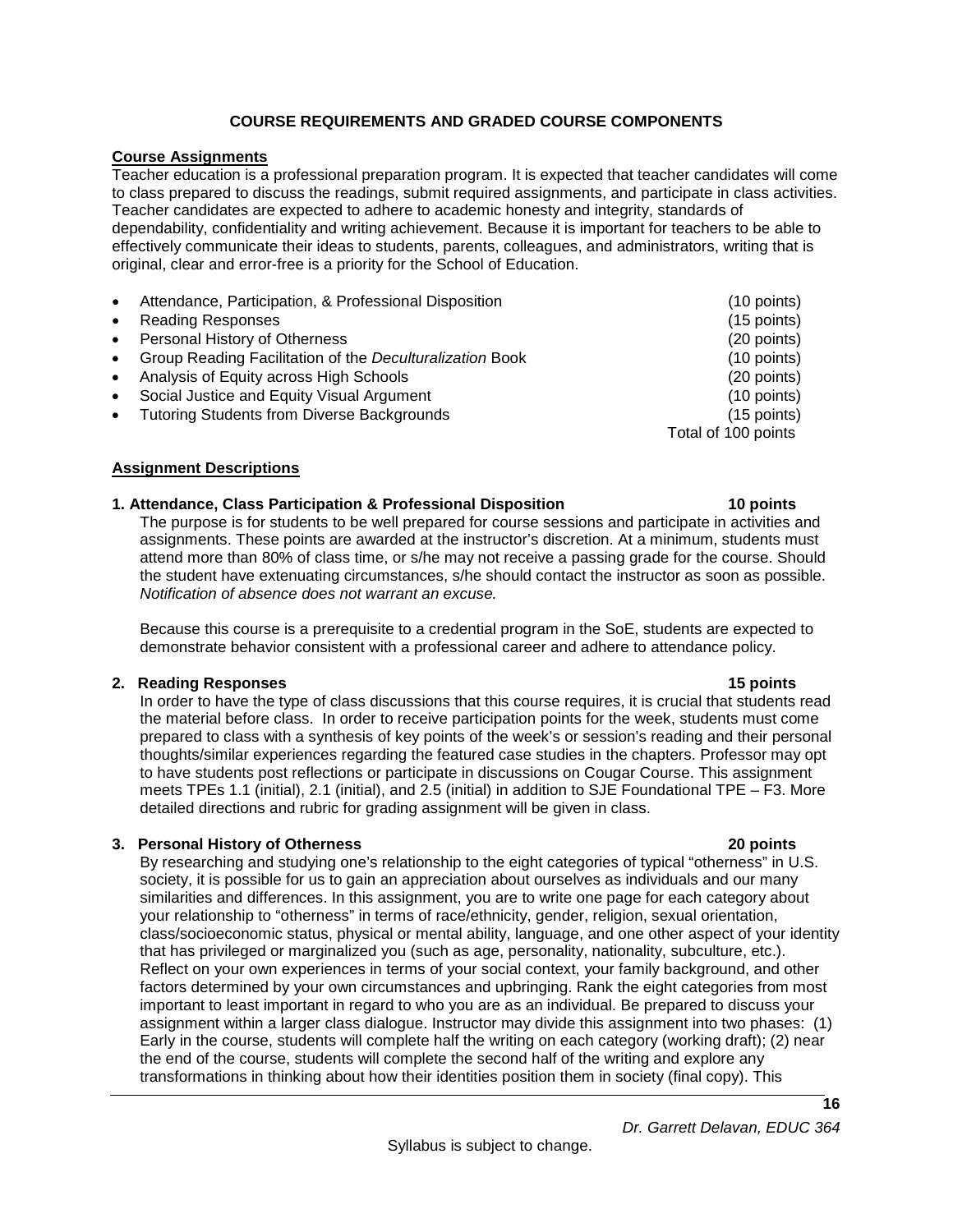## COURSE REQUIREMENTS AND GRADED COURSE COMPONENTS

**Course Assignments**

Teacher education is a professional preparation program. It is expected that teacher candidates will come to class prepared to discuss the readings, submit required assignments, and participate in class activities. Teacher candidates are expected to adhere to academic honesty and integrity, standards of dependability, confidentiality and writing achievement. Because it is important for teachers to be able to effectively communicate their ideas to students, parents, colleagues, and administrators, writing that is original, clear and error-free is a priority for the School of Education.

- Attendance, Participation, & Professional Disposition (10 points)
- Reading Responses (15 points)
- Personal History of Otherness (20 points)
- Group Reading Facilitation of the *Deculturalization* Book (10 points)
- Analysis of Equity across High Schools (20 points)
- Social Justice and Equity Visual Argument (10 points)
- Tutoring Students from Diverse Backgrounds (15 points)

Total of 100 points

**Assignment Descriptions**

**1. Attendance, Class Participation & Professional Disposition 10 points**

The purpose is for students to be well prepared for course sessions and participate in activities and assignments. These points are awarded at the instructor's discretion. At a minimum, students must attend more than 80% of class time, or s/he may not receive a passing grade for the course. Should the student have extenuating circumstances, s/he should contact the instructor as soon as possible. *Notification of absence does not warrant an excuse.*

Because this course is a prerequisite to a credential program in the SoE, students are expected to demonstrate behavior consistent with a professional career and adhere to attendance policy.

**2. Reading Responses 15 points**

In order to have the type of class discussions that this course requires, it is crucial that students read the material before class. In order to receive participation points for the week, students must come prepared to class with a synthesis of key points of the week's or session's reading and their personal thoughts/similar experiences regarding the featured case studies in the chapters. Professor may opt to have students post reflections or participate in discussions on Cougar Course. This assignment meets TPEs 1.1 (initial), 2.1 (initial), and 2.5 (initial) in addition to SJE Foundational TPE – F3. More detailed directions and rubric for grading assignment will be given in class.

**3. Personal History of Otherness 20 points**

By researching and studying one's relationship to the eight categories of typical "otherness" in U.S. society, it is possible for us to gain an appreciation about ourselves as individuals and our many similarities and differences. In this assignment, you are to write one page for each category about your relationship to "otherness" in terms of race/ethnicity, gender, religion, sexual orientation, class/socioeconomic status, physical or mental ability, language, and one other aspect of your identity that has privileged or marginalized you (such as age, personality, nationality, subculture, etc.). Reflect on your own experiences in terms of your social context, your family background, and other factors determined by your own circumstances and upbringing. Rank the eight categories from most important to least important in regard to who you are as an individual. Be prepared to discuss your assignment within a larger class dialogue. Instructor may divide this assignment into two phases: (1) Early in the course, students will complete half the writing on each category (working draft); (2) near the end of the course, students will complete the second half of the writing and explore any transformations in thinking about how their identities position them in society (final copy). This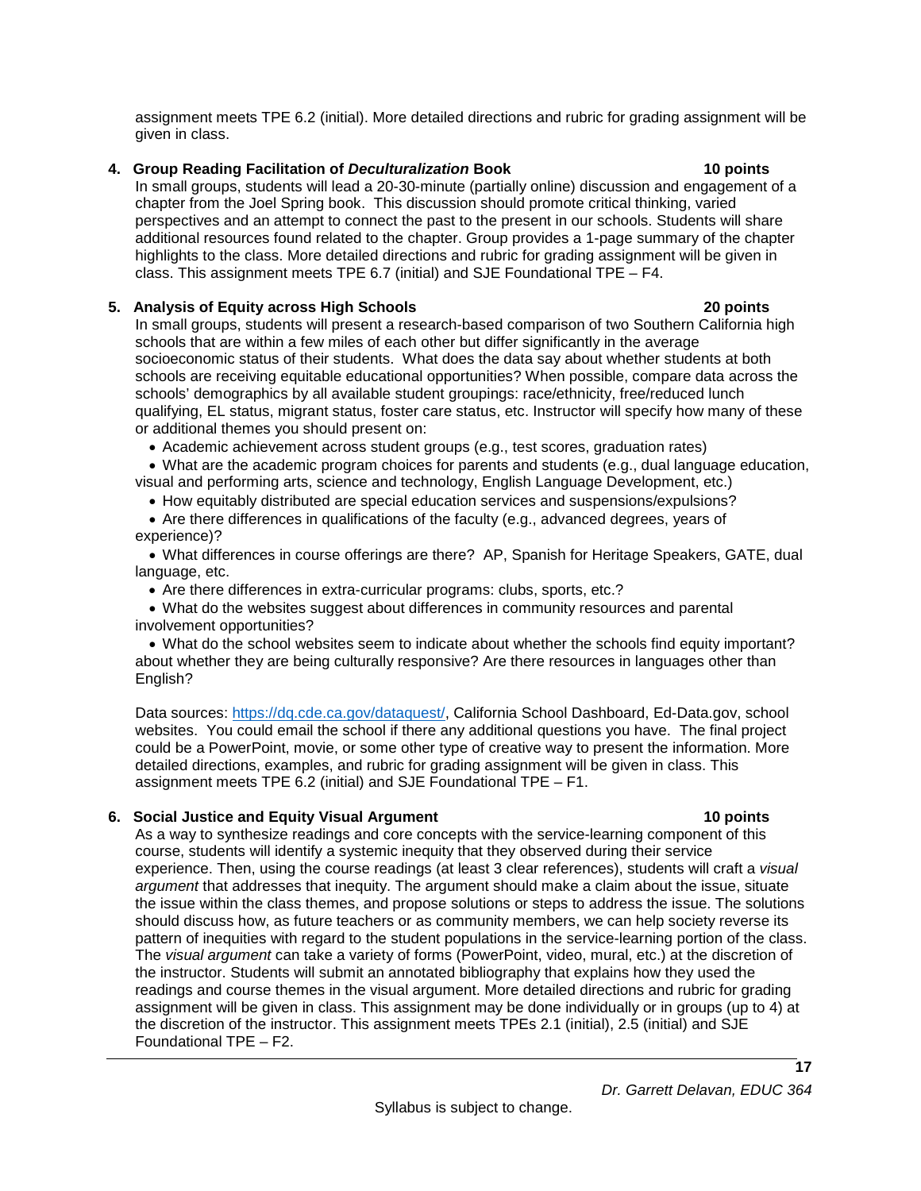assignment meets TPE 6.2 (initial). More detailed directions and rubric for grading assignment will be given in class.

**4. Group Reading Facilitation of *Deculturalization* Book 10 points**

In small groups, students will lead a 20-30-minute (partially online) discussion and engagement of a chapter from the Joel Spring book. This discussion should promote critical thinking, varied perspectives and an attempt to connect the past to the present in our schools. Students will share additional resources found related to the chapter. Group provides a 1-page summary of the chapter highlights to the class. More detailed directions and rubric for grading assignment will be given in class. This assignment meets TPE 6.7 (initial) and SJE Foundational TPE – F4.

**5. Analysis of Equity across High Schools 20 points**

In small groups, students will present a research-based comparison of two Southern California high schools that are within a few miles of each other but differ significantly in the average socioeconomic status of their students. What does the data say about whether students at both schools are receiving equitable educational opportunities? When possible, compare data across the schools' demographics by all available student groupings: race/ethnicity, free/reduced lunch qualifying, EL status, migrant status, foster care status, etc. Instructor will specify how many of these or additional themes you should present on:

- Academic achievement across student groups (e.g., test scores, graduation rates)
- What are the academic program choices for parents and students (e.g., dual language education, visual and performing arts, science and technology, English Language Development, etc.)
- How equitably distributed are special education services and suspensions/expulsions?
- Are there differences in qualifications of the faculty (e.g., advanced degrees, years of experience)?
- What differences in course offerings are there? AP, Spanish for Heritage Speakers, GATE, dual language, etc.
- Are there differences in extra-curricular programs: clubs, sports, etc.?
- What do the websites suggest about differences in community resources and parental involvement opportunities?
- What do the school websites seem to indicate about whether the schools find equity important? about whether they are being culturally responsive? Are there resources in languages other than English?

Data sources: https://dq.cde.ca.gov/dataquest/, California School Dashboard, Ed-Data.gov, school websites. You could email the school if there any additional questions you have. The final project could be a PowerPoint, movie, or some other type of creative way to present the information. More detailed directions, examples, and rubric for grading assignment will be given in class. This assignment meets TPE 6.2 (initial) and SJE Foundational TPE – F1.

**6. Social Justice and Equity Visual Argument 10 points**

As a way to synthesize readings and core concepts with the service-learning component of this course, students will identify a systemic inequity that they observed during their service experience. Then, using the course readings (at least 3 clear references), students will craft a *visual argument* that addresses that inequity. The argument should make a claim about the issue, situate the issue within the class themes, and propose solutions or steps to address the issue. The solutions should discuss how, as future teachers or as community members, we can help society reverse its pattern of inequities with regard to the student populations in the service-learning portion of the class. The *visual argument* can take a variety of forms (PowerPoint, video, mural, etc.) at the discretion of the instructor. Students will submit an annotated bibliography that explains how they used the readings and course themes in the visual argument. More detailed directions and rubric for grading assignment will be given in class. This assignment may be done individually or in groups (up to 4) at the discretion of the instructor. This assignment meets TPEs 2.1 (initial), 2.5 (initial) and SJE Foundational TPE – F2.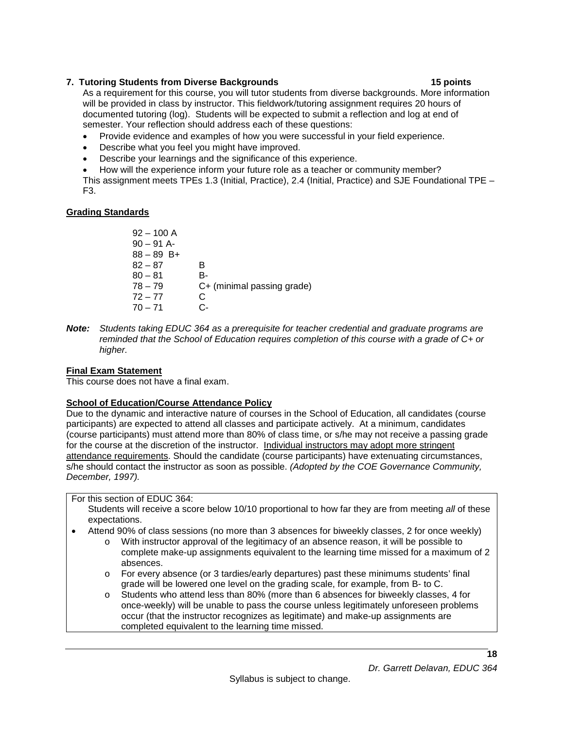**7. Tutoring Students from Diverse Backgrounds 15 points**

As a requirement for this course, you will tutor students from diverse backgrounds. More information will be provided in class by instructor. This fieldwork/tutoring assignment requires 20 hours of documented tutoring (log). Students will be expected to submit a reflection and log at end of semester. Your reflection should address each of these questions:

- Provide evidence and examples of how you were successful in your field experience.
- Describe what you feel you might have improved.
- Describe your learnings and the significance of this experience.
- How will the experience inform your future role as a teacher or community member?

This assignment meets TPEs 1.3 (Initial, Practice), 2.4 (Initial, Practice) and SJE Foundational TPE – F3.

**Grading Standards**

92 – 100 A
90 – 91 A-
88 – 89 B+
82 – 87 B
80 – 81 B-
78 – 79 C+ (minimal passing grade)
72 – 77 C
70 – 71 C-

***Note:*** *Students taking EDUC 364 as a prerequisite for teacher credential and graduate programs are reminded that the School of Education requires completion of this course with a grade of C+ or higher.*

**Final Exam Statement**

This course does not have a final exam.

**School of Education/Course Attendance Policy**

Due to the dynamic and interactive nature of courses in the School of Education, all candidates (course participants) are expected to attend all classes and participate actively. At a minimum, candidates (course participants) must attend more than 80% of class time, or s/he may not receive a passing grade for the course at the discretion of the instructor. Individual instructors may adopt more stringent attendance requirements. Should the candidate (course participants) have extenuating circumstances, s/he should contact the instructor as soon as possible. *(Adopted by the COE Governance Community, December, 1997).*

For this section of EDUC 364:

Students will receive a score below 10/10 proportional to how far they are from meeting *all* of these expectations.

- Attend 90% of class sessions (no more than 3 absences for biweekly classes, 2 for once weekly)
  - With instructor approval of the legitimacy of an absence reason, it will be possible to complete make-up assignments equivalent to the learning time missed for a maximum of 2 absences.
  - For every absence (or 3 tardies/early departures) past these minimums students' final grade will be lowered one level on the grading scale, for example, from B- to C.
  - Students who attend less than 80% (more than 6 absences for biweekly classes, 4 for once-weekly) will be unable to pass the course unless legitimately unforeseen problems occur (that the instructor recognizes as legitimate) and make-up assignments are completed equivalent to the learning time missed.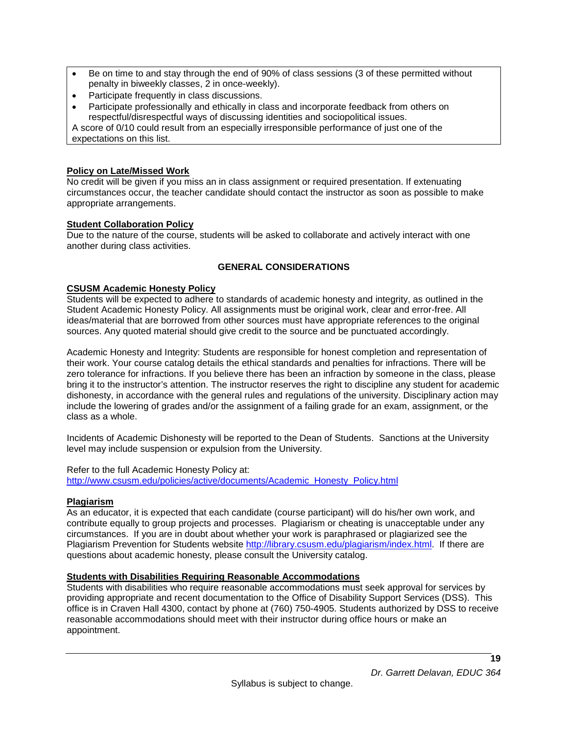- Be on time to and stay through the end of 90% of class sessions (3 of these permitted without penalty in biweekly classes, 2 in once-weekly).
- Participate frequently in class discussions.
- Participate professionally and ethically in class and incorporate feedback from others on respectful/disrespectful ways of discussing identities and sociopolitical issues.

A score of 0/10 could result from an especially irresponsible performance of just one of the expectations on this list.

**Policy on Late/Missed Work**

No credit will be given if you miss an in class assignment or required presentation. If extenuating circumstances occur, the teacher candidate should contact the instructor as soon as possible to make appropriate arrangements.

**Student Collaboration Policy**

Due to the nature of the course, students will be asked to collaborate and actively interact with one another during class activities.

## GENERAL CONSIDERATIONS

**CSUSM Academic Honesty Policy**

Students will be expected to adhere to standards of academic honesty and integrity, as outlined in the Student Academic Honesty Policy. All assignments must be original work, clear and error-free. All ideas/material that are borrowed from other sources must have appropriate references to the original sources. Any quoted material should give credit to the source and be punctuated accordingly.

Academic Honesty and Integrity: Students are responsible for honest completion and representation of their work. Your course catalog details the ethical standards and penalties for infractions. There will be zero tolerance for infractions. If you believe there has been an infraction by someone in the class, please bring it to the instructor's attention. The instructor reserves the right to discipline any student for academic dishonesty, in accordance with the general rules and regulations of the university. Disciplinary action may include the lowering of grades and/or the assignment of a failing grade for an exam, assignment, or the class as a whole.

Incidents of Academic Dishonesty will be reported to the Dean of Students. Sanctions at the University level may include suspension or expulsion from the University.

Refer to the full Academic Honesty Policy at: http://www.csusm.edu/policies/active/documents/Academic_Honesty_Policy.html

**Plagiarism**

As an educator, it is expected that each candidate (course participant) will do his/her own work, and contribute equally to group projects and processes. Plagiarism or cheating is unacceptable under any circumstances. If you are in doubt about whether your work is paraphrased or plagiarized see the Plagiarism Prevention for Students website http://library.csusm.edu/plagiarism/index.html. If there are questions about academic honesty, please consult the University catalog.

**Students with Disabilities Requiring Reasonable Accommodations**

Students with disabilities who require reasonable accommodations must seek approval for services by providing appropriate and recent documentation to the Office of Disability Support Services (DSS). This office is in Craven Hall 4300, contact by phone at (760) 750-4905. Students authorized by DSS to receive reasonable accommodations should meet with their instructor during office hours or make an appointment.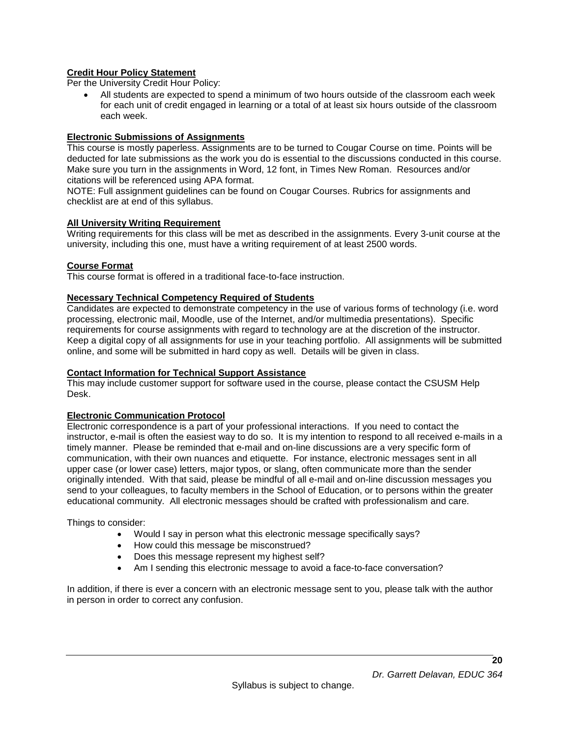**Credit Hour Policy Statement**

Per the University Credit Hour Policy:

- All students are expected to spend a minimum of two hours outside of the classroom each week for each unit of credit engaged in learning or a total of at least six hours outside of the classroom each week.

**Electronic Submissions of Assignments**

This course is mostly paperless. Assignments are to be turned to Cougar Course on time. Points will be deducted for late submissions as the work you do is essential to the discussions conducted in this course. Make sure you turn in the assignments in Word, 12 font, in Times New Roman. Resources and/or citations will be referenced using APA format.

NOTE: Full assignment guidelines can be found on Cougar Courses. Rubrics for assignments and checklist are at end of this syllabus.

**All University Writing Requirement**

Writing requirements for this class will be met as described in the assignments. Every 3-unit course at the university, including this one, must have a writing requirement of at least 2500 words.

**Course Format**

This course format is offered in a traditional face-to-face instruction.

**Necessary Technical Competency Required of Students**

Candidates are expected to demonstrate competency in the use of various forms of technology (i.e. word processing, electronic mail, Moodle, use of the Internet, and/or multimedia presentations). Specific requirements for course assignments with regard to technology are at the discretion of the instructor. Keep a digital copy of all assignments for use in your teaching portfolio. All assignments will be submitted online, and some will be submitted in hard copy as well. Details will be given in class.

**Contact Information for Technical Support Assistance**

This may include customer support for software used in the course, please contact the CSUSM Help Desk.

**Electronic Communication Protocol**

Electronic correspondence is a part of your professional interactions. If you need to contact the instructor, e-mail is often the easiest way to do so. It is my intention to respond to all received e-mails in a timely manner. Please be reminded that e-mail and on-line discussions are a very specific form of communication, with their own nuances and etiquette. For instance, electronic messages sent in all upper case (or lower case) letters, major typos, or slang, often communicate more than the sender originally intended. With that said, please be mindful of all e-mail and on-line discussion messages you send to your colleagues, to faculty members in the School of Education, or to persons within the greater educational community. All electronic messages should be crafted with professionalism and care.

Things to consider:

- Would I say in person what this electronic message specifically says?
- How could this message be misconstrued?
- Does this message represent my highest self?
- Am I sending this electronic message to avoid a face-to-face conversation?

In addition, if there is ever a concern with an electronic message sent to you, please talk with the author in person in order to correct any confusion.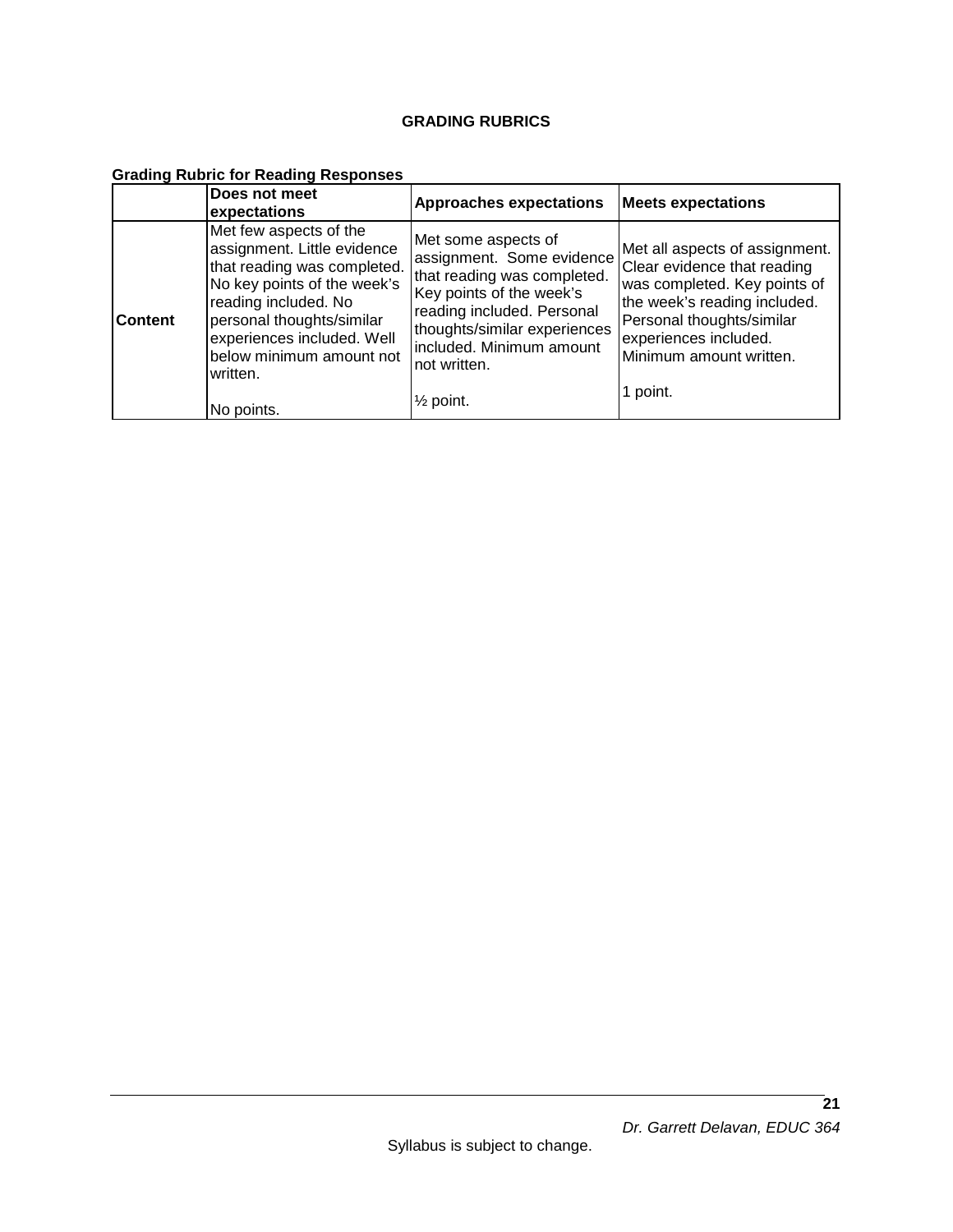## GRADING RUBRICS

**Grading Rubric for Reading Responses**

| | Does not meet expectations | Approaches expectations | Meets expectations |
|---|---|---|---|
| **Content** | Met few aspects of the assignment. Little evidence that reading was completed. No key points of the week's reading included. No personal thoughts/similar experiences included. Well below minimum amount not written.<br><br>No points. | Met some aspects of assignment. Some evidence that reading was completed. Key points of the week's reading included. Personal thoughts/similar experiences included. Minimum amount not written.<br><br>½ point. | Met all aspects of assignment. Clear evidence that reading was completed. Key points of the week's reading included. Personal thoughts/similar experiences included. Minimum amount written.<br><br>1 point. |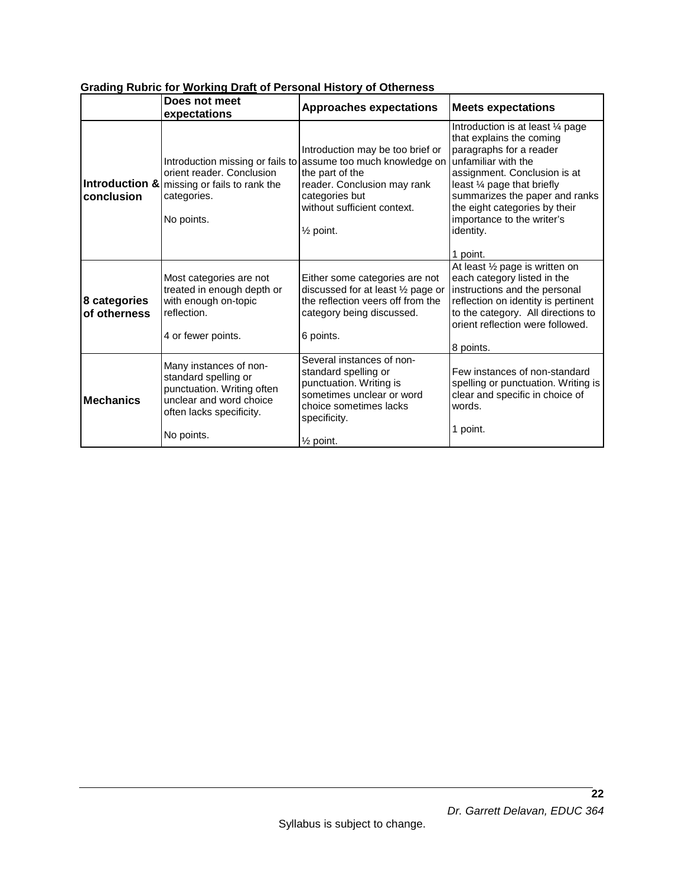**Grading Rubric for Working Draft of Personal History of Otherness**

| | Does not meet expectations | Approaches expectations | Meets expectations |
|---|---|---|---|
| **Introduction & conclusion** | Introduction missing or fails to orient reader. Conclusion missing or fails to rank the categories.<br><br>No points. | Introduction may be too brief or assume too much knowledge on the part of the reader. Conclusion may rank categories but without sufficient context.<br><br>½ point. | Introduction is at least ¼ page that explains the coming paragraphs for a reader unfamiliar with the assignment. Conclusion is at least ¼ page that briefly summarizes the paper and ranks the eight categories by their importance to the writer's identity.<br><br>1 point. |
| **8 categories of otherness** | Most categories are not treated in enough depth or with enough on-topic reflection.<br><br>4 or fewer points. | Either some categories are not discussed for at least ½ page or the reflection veers off from the category being discussed.<br><br>6 points. | At least ½ page is written on each category listed in the instructions and the personal reflection on identity is pertinent to the category. All directions to orient reflection were followed.<br><br>8 points. |
| **Mechanics** | Many instances of non-standard spelling or punctuation. Writing often unclear and word choice often lacks specificity.<br><br>No points. | Several instances of non-standard spelling or punctuation. Writing is sometimes unclear or word choice sometimes lacks specificity.<br><br>½ point. | Few instances of non-standard spelling or punctuation. Writing is clear and specific in choice of words.<br><br>1 point. |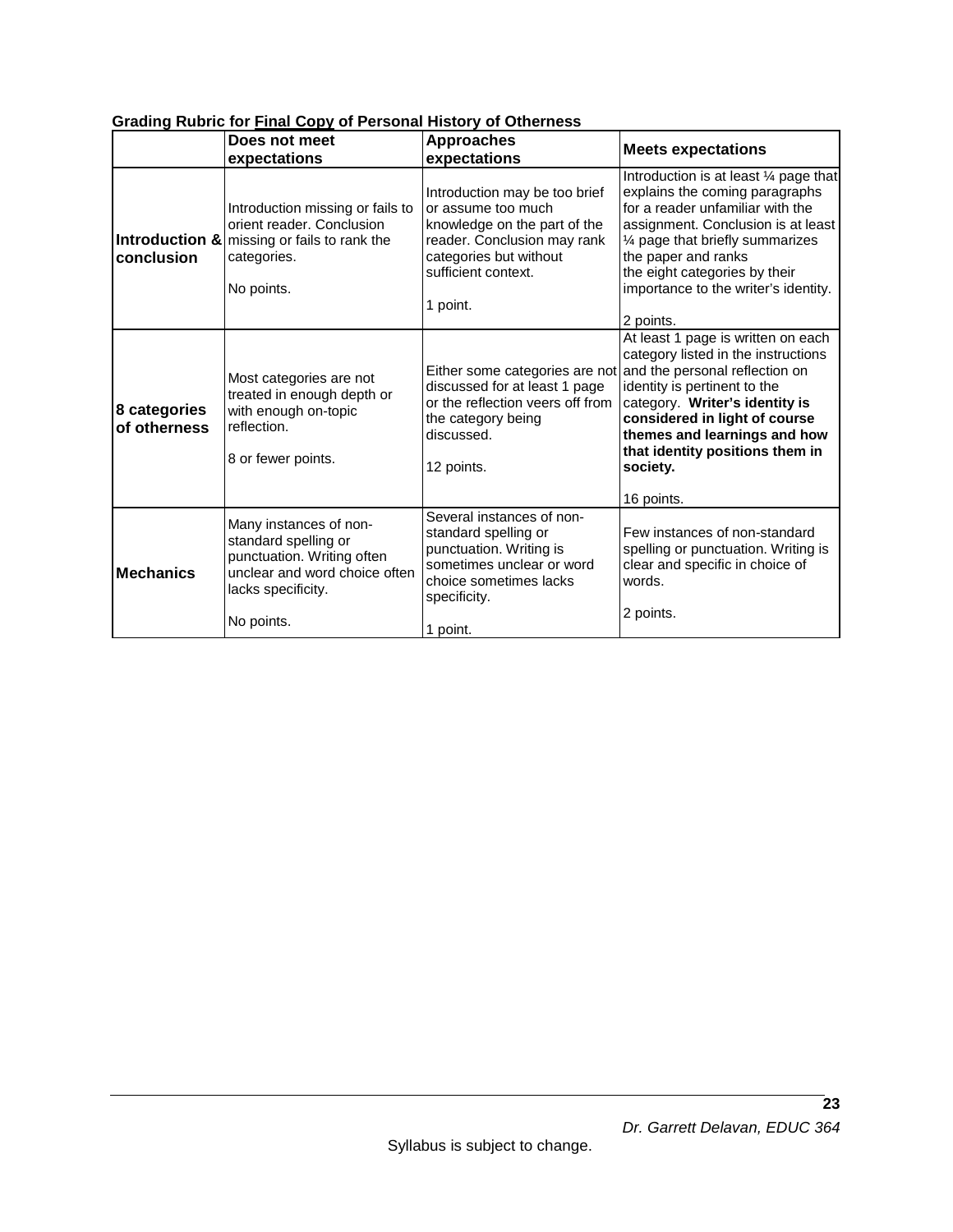**Grading Rubric for <u>Final Copy</u> of Personal History of Otherness**

| | Does not meet expectations | Approaches expectations | Meets expectations |
|---|---|---|---|
| **Introduction & conclusion** | Introduction missing or fails to orient reader. Conclusion missing or fails to rank the categories.<br><br>No points. | Introduction may be too brief or assume too much knowledge on the part of the reader. Conclusion may rank categories but without sufficient context.<br><br>1 point. | Introduction is at least ¼ page that explains the coming paragraphs for a reader unfamiliar with the assignment. Conclusion is at least ¼ page that briefly summarizes the paper and ranks the eight categories by their importance to the writer's identity.<br><br>2 points. |
| **8 categories of otherness** | Most categories are not treated in enough depth or with enough on-topic reflection.<br><br>8 or fewer points. | Either some categories are not discussed for at least 1 page or the reflection veers off from the category being discussed.<br><br>12 points. | At least 1 page is written on each category listed in the instructions and the personal reflection on identity is pertinent to the category. **Writer's identity is considered in light of course themes and learnings and how that identity positions them in society.**<br><br>16 points. |
| **Mechanics** | Many instances of non-standard spelling or punctuation. Writing often unclear and word choice often lacks specificity.<br><br>No points. | Several instances of non-standard spelling or punctuation. Writing is sometimes unclear or word choice sometimes lacks specificity.<br><br>1 point. | Few instances of non-standard spelling or punctuation. Writing is clear and specific in choice of words.<br><br>2 points. |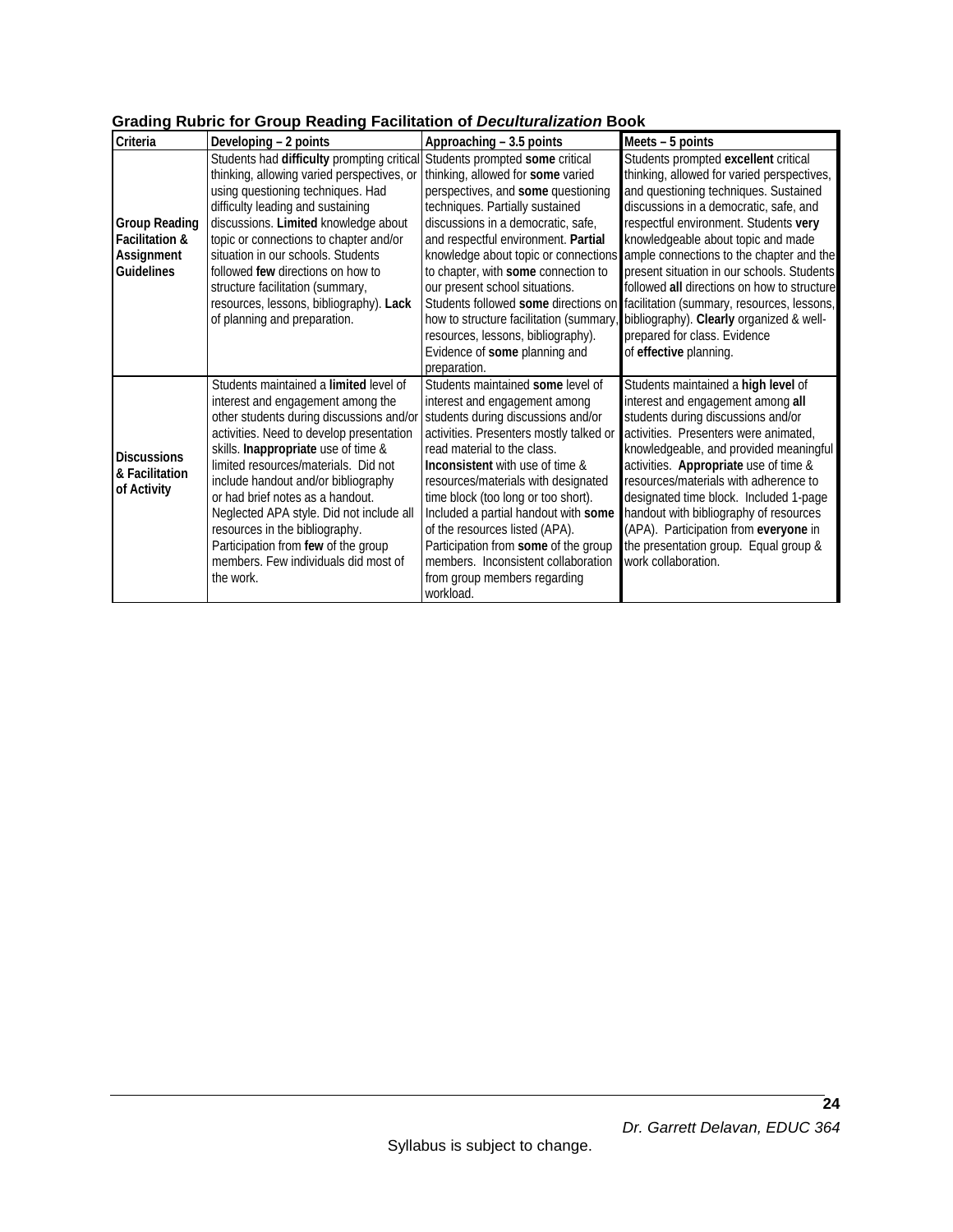**Grading Rubric for Group Reading Facilitation of *Deculturalization* Book**

| Criteria | Developing – 2 points | Approaching – 3.5 points | Meets – 5 points |
|---|---|---|---|
| **Group Reading Facilitation & Assignment Guidelines** | Students had **difficulty** prompting critical thinking, allowing varied perspectives, or using questioning techniques. Had difficulty leading and sustaining discussions. **Limited** knowledge about topic or connections to chapter and/or situation in our schools. Students followed **few** directions on how to structure facilitation (summary, resources, lessons, bibliography). **Lack** of planning and preparation. | Students prompted **some** critical thinking, allowed for **some** varied perspectives, and **some** questioning techniques. Partially sustained discussions in a democratic, safe, and respectful environment. **Partial** knowledge about topic or connections to chapter, with **some** connection to our present school situations. Students followed **some** directions on how to structure facilitation (summary, resources, lessons, bibliography). Evidence of **some** planning and preparation. | Students prompted **excellent** critical thinking, allowed for varied perspectives, and questioning techniques. Sustained discussions in a democratic, safe, and respectful environment. Students **very** knowledgeable about topic and made ample connections to the chapter and the present situation in our schools. Students followed **all** directions on how to structure facilitation (summary, resources, lessons, bibliography). **Clearly** organized & well-prepared for class. Evidence of **effective** planning. |
| **Discussions & Facilitation of Activity** | Students maintained a **limited** level of interest and engagement among the other students during discussions and/or activities. Need to develop presentation skills. **Inappropriate** use of time & limited resources/materials. Did not include handout and/or bibliography or had brief notes as a handout. Neglected APA style. Did not include all resources in the bibliography. Participation from **few** of the group members. Few individuals did most of the work. | Students maintained **some** level of interest and engagement among students during discussions and/or activities. Presenters mostly talked or read material to the class. **Inconsistent** with use of time & resources/materials with designated time block (too long or too short). Included a partial handout with **some** of the resources listed (APA). Participation from **some** of the group members. Inconsistent collaboration from group members regarding workload. | Students maintained a **high level** of interest and engagement among **all** students during discussions and/or activities. Presenters were animated, knowledgeable, and provided meaningful activities. **Appropriate** use of time & resources/materials with adherence to designated time block. Included 1-page handout with bibliography of resources (APA). Participation from **everyone** in the presentation group. Equal group & work collaboration. |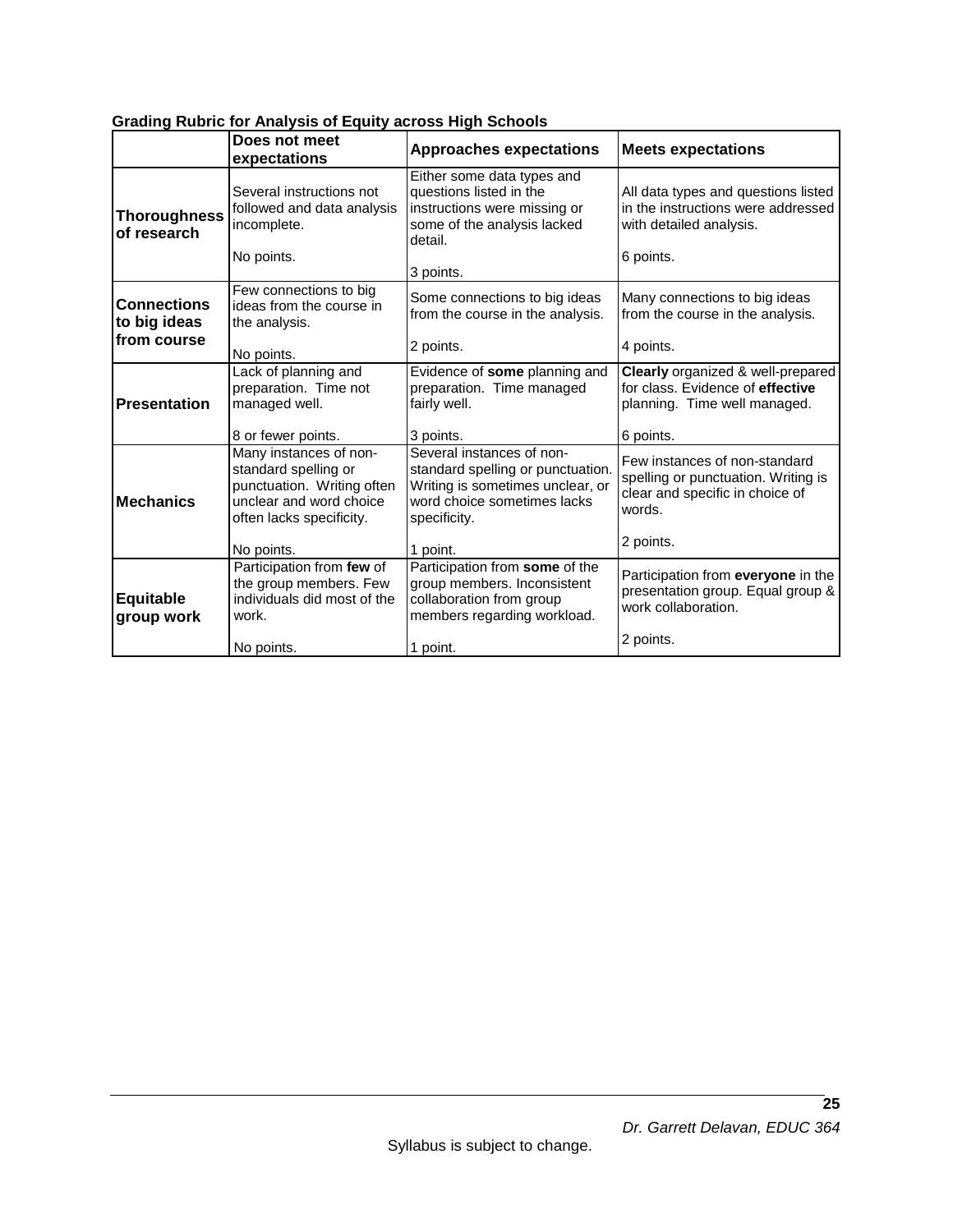**Grading Rubric for Analysis of Equity across High Schools**

| | Does not meet expectations | Approaches expectations | Meets expectations |
|---|---|---|---|
| **Thoroughness of research** | Several instructions not followed and data analysis incomplete.<br><br>No points. | Either some data types and questions listed in the instructions were missing or some of the analysis lacked detail.<br><br>3 points. | All data types and questions listed in the instructions were addressed with detailed analysis.<br><br>6 points. |
| **Connections to big ideas from course** | Few connections to big ideas from the course in the analysis.<br><br>No points. | Some connections to big ideas from the course in the analysis.<br><br>2 points. | Many connections to big ideas from the course in the analysis.<br><br>4 points. |
| **Presentation** | Lack of planning and preparation. Time not managed well.<br><br>8 or fewer points. | Evidence of **some** planning and preparation. Time managed fairly well.<br><br>3 points. | **Clearly** organized & well-prepared for class. Evidence of **effective** planning. Time well managed.<br><br>6 points. |
| **Mechanics** | Many instances of non-standard spelling or punctuation. Writing often unclear and word choice often lacks specificity.<br><br>No points. | Several instances of non-standard spelling or punctuation. Writing is sometimes unclear, or word choice sometimes lacks specificity.<br><br>1 point. | Few instances of non-standard spelling or punctuation. Writing is clear and specific in choice of words.<br><br>2 points. |
| **Equitable group work** | Participation from **few** of the group members. Few individuals did most of the work.<br><br>No points. | Participation from **some** of the group members. Inconsistent collaboration from group members regarding workload.<br><br>1 point. | Participation from **everyone** in the presentation group. Equal group & work collaboration.<br><br>2 points. |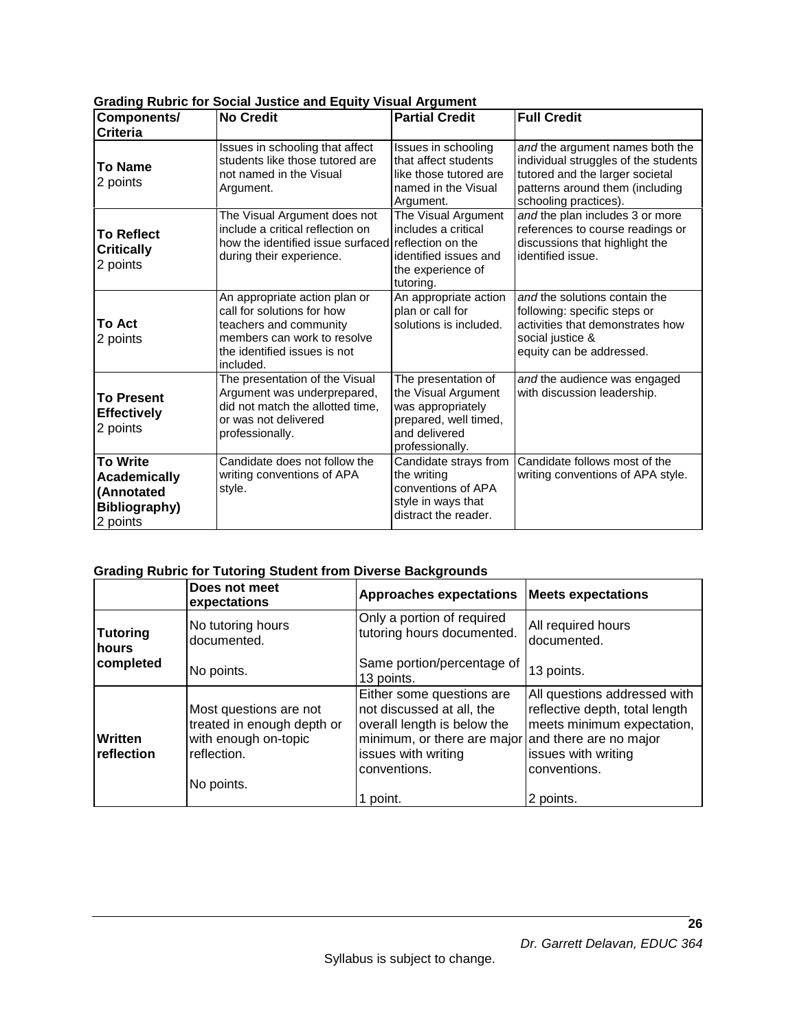**Grading Rubric for Social Justice and Equity Visual Argument**

| Components/ Criteria | No Credit | Partial Credit | Full Credit |
|---|---|---|---|
| **To Name** 2 points | Issues in schooling that affect students like those tutored are not named in the Visual Argument. | Issues in schooling that affect students like those tutored are named in the Visual Argument. | *and* the argument names both the individual struggles of the students tutored and the larger societal patterns around them (including schooling practices). |
| **To Reflect Critically** 2 points | The Visual Argument does not include a critical reflection on how the identified issue surfaced during their experience. | The Visual Argument includes a critical reflection on the identified issues and the experience of tutoring. | *and* the plan includes 3 or more references to course readings or discussions that highlight the identified issue. |
| **To Act** 2 points | An appropriate action plan or call for solutions for how teachers and community members can work to resolve the identified issues is not included. | An appropriate action plan or call for solutions is included. | *and* the solutions contain the following: specific steps or activities that demonstrates how social justice & equity can be addressed. |
| **To Present Effectively** 2 points | The presentation of the Visual Argument was underprepared, did not match the allotted time, or was not delivered professionally. | The presentation of the Visual Argument was appropriately prepared, well timed, and delivered professionally. | *and* the audience was engaged with discussion leadership. |
| **To Write Academically (Annotated Bibliography)** 2 points | Candidate does not follow the writing conventions of APA style. | Candidate strays from the writing conventions of APA style in ways that distract the reader. | Candidate follows most of the writing conventions of APA style. |

**Grading Rubric for Tutoring Student from Diverse Backgrounds**

| | Does not meet expectations | Approaches expectations | Meets expectations |
|---|---|---|---|
| **Tutoring hours completed** | No tutoring hours documented.<br><br>No points. | Only a portion of required tutoring hours documented.<br><br>Same portion/percentage of 13 points. | All required hours documented.<br><br>13 points. |
| **Written reflection** | Most questions are not treated in enough depth or with enough on-topic reflection.<br><br>No points. | Either some questions are not discussed at all, the overall length is below the minimum, or there are major issues with writing conventions.<br><br>1 point. | All questions addressed with reflective depth, total length meets minimum expectation, and there are no major issues with writing conventions.<br><br>2 points. |